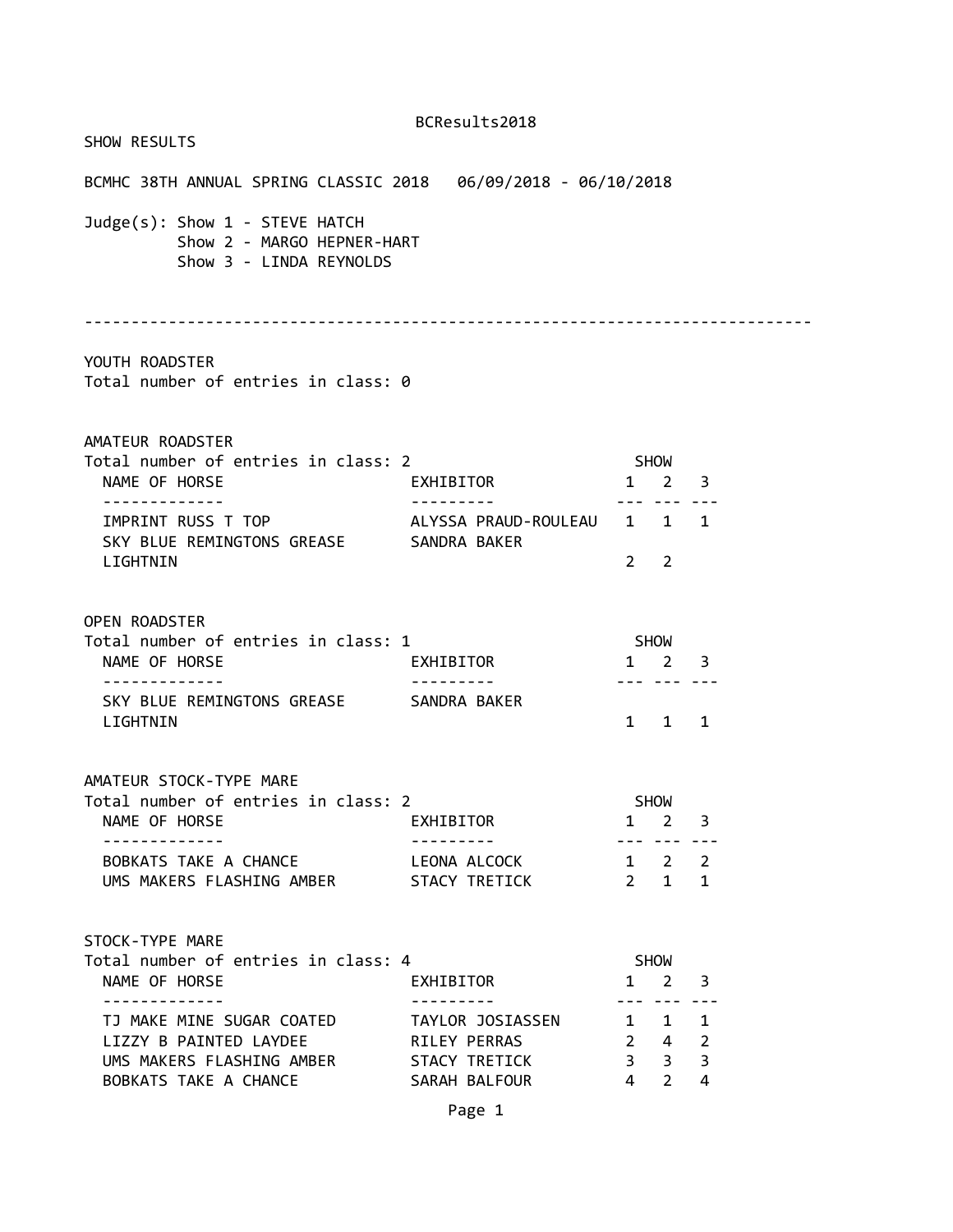# SHOW RESULTS

BCMHC 38TH ANNUAL SPRING CLASSIC 2018 06/09/2018 - 06/10/2018

Judge(s): Show 1 - STEVE HATCH
Show 2 - MARGO HEPNER-HART
Show 3 - LINDA REYNOLDS

---

## YOUTH ROADSTER

Total number of entries in class: 0

## AMATEUR ROADSTER

Total number of entries in class: 2

| NAME OF HORSE | EXHIBITOR | SHOW 1 | SHOW 2 | SHOW 3 |
|---|---|---|---|---|
| IMPRINT RUSS T TOP | ALYSSA PRAUD-ROULEAU | 1 | 1 | 1 |
| SKY BLUE REMINGTONS GREASE LIGHTNIN | SANDRA BAKER | 2 | 2 | |

## OPEN ROADSTER

Total number of entries in class: 1

| NAME OF HORSE | EXHIBITOR | SHOW 1 | SHOW 2 | SHOW 3 |
|---|---|---|---|---|
| SKY BLUE REMINGTONS GREASE LIGHTNIN | SANDRA BAKER | 1 | 1 | 1 |

## AMATEUR STOCK-TYPE MARE

Total number of entries in class: 2

| NAME OF HORSE | EXHIBITOR | SHOW 1 | SHOW 2 | SHOW 3 |
|---|---|---|---|---|
| BOBKATS TAKE A CHANCE | LEONA ALCOCK | 1 | 2 | 2 |
| UMS MAKERS FLASHING AMBER | STACY TRETICK | 2 | 1 | 1 |

## STOCK-TYPE MARE

Total number of entries in class: 4

| NAME OF HORSE | EXHIBITOR | SHOW 1 | SHOW 2 | SHOW 3 |
|---|---|---|---|---|
| TJ MAKE MINE SUGAR COATED | TAYLOR JOSIASSEN | 1 | 1 | 1 |
| LIZZY B PAINTED LAYDEE | RILEY PERRAS | 2 | 4 | 2 |
| UMS MAKERS FLASHING AMBER | STACY TRETICK | 3 | 3 | 3 |
| BOBKATS TAKE A CHANCE | SARAH BALFOUR | 4 | 2 | 4 |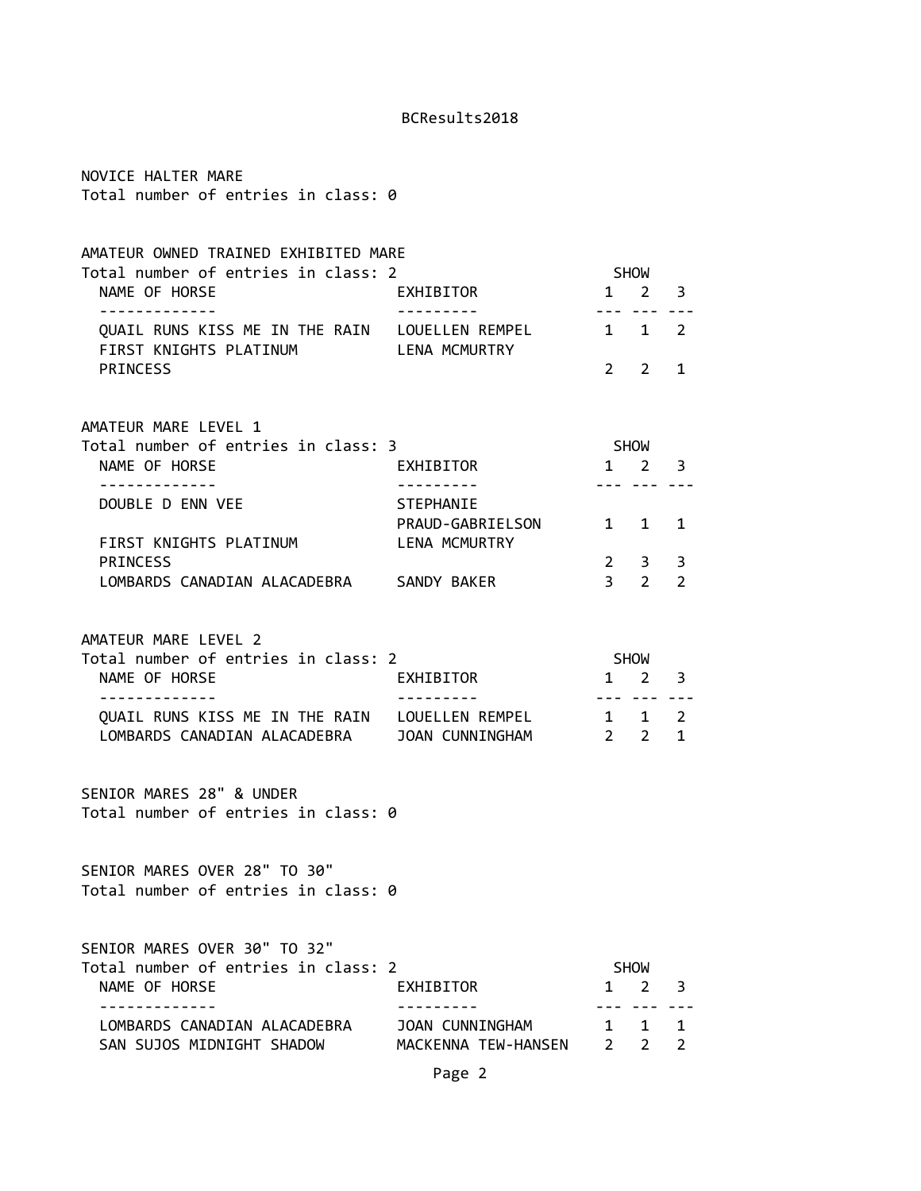NOVICE HALTER MARE

Total number of entries in class: 0

AMATEUR OWNED TRAINED EXHIBITED MARE

Total number of entries in class: 2

| NAME OF HORSE | EXHIBITOR | SHOW 1 | SHOW 2 | SHOW 3 |
|---|---|---|---|---|
| QUAIL RUNS KISS ME IN THE RAIN | LOUELLEN REMPEL | 1 | 1 | 2 |
| FIRST KNIGHTS PLATINUM PRINCESS | LENA MCMURTRY | 2 | 2 | 1 |

AMATEUR MARE LEVEL 1

Total number of entries in class: 3

| NAME OF HORSE | EXHIBITOR | SHOW 1 | SHOW 2 | SHOW 3 |
|---|---|---|---|---|
| DOUBLE D ENN VEE | STEPHANIE PRAUD-GABRIELSON | 1 | 1 | 1 |
| FIRST KNIGHTS PLATINUM PRINCESS | LENA MCMURTRY | 2 | 3 | 3 |
| LOMBARDS CANADIAN ALACADEBRA | SANDY BAKER | 3 | 2 | 2 |

AMATEUR MARE LEVEL 2

Total number of entries in class: 2

| NAME OF HORSE | EXHIBITOR | SHOW 1 | SHOW 2 | SHOW 3 |
|---|---|---|---|---|
| QUAIL RUNS KISS ME IN THE RAIN | LOUELLEN REMPEL | 1 | 1 | 2 |
| LOMBARDS CANADIAN ALACADEBRA | JOAN CUNNINGHAM | 2 | 2 | 1 |

SENIOR MARES 28" & UNDER

Total number of entries in class: 0

SENIOR MARES OVER 28" TO 30"

Total number of entries in class: 0

SENIOR MARES OVER 30" TO 32"

Total number of entries in class: 2

| NAME OF HORSE | EXHIBITOR | SHOW 1 | SHOW 2 | SHOW 3 |
|---|---|---|---|---|
| LOMBARDS CANADIAN ALACADEBRA | JOAN CUNNINGHAM | 1 | 1 | 1 |
| SAN SUJOS MIDNIGHT SHADOW | MACKENNA TEW-HANSEN | 2 | 2 | 2 |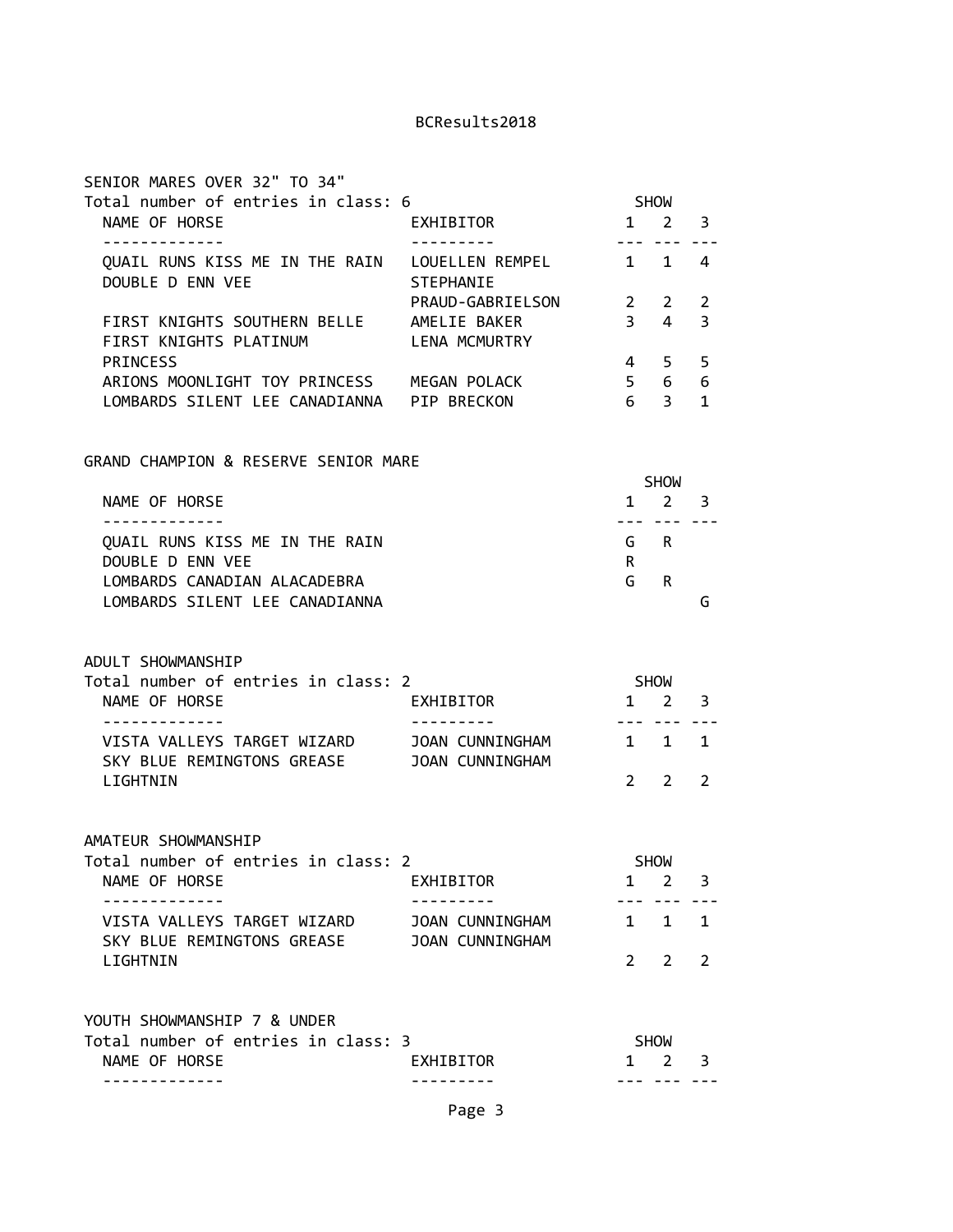SENIOR MARES OVER 32" TO 34"

Total number of entries in class: 6

| NAME OF HORSE | EXHIBITOR | SHOW 1 | SHOW 2 | SHOW 3 |
|---|---|---|---|---|
| QUAIL RUNS KISS ME IN THE RAIN | LOUELLEN REMPEL | 1 | 1 | 4 |
| DOUBLE D ENN VEE | STEPHANIE PRAUD-GABRIELSON | 2 | 2 | 2 |
| FIRST KNIGHTS SOUTHERN BELLE | AMELIE BAKER | 3 | 4 | 3 |
| FIRST KNIGHTS PLATINUM PRINCESS | LENA MCMURTRY | 4 | 5 | 5 |
| ARIONS MOONLIGHT TOY PRINCESS | MEGAN POLACK | 5 | 6 | 6 |
| LOMBARDS SILENT LEE CANADIANNA | PIP BRECKON | 6 | 3 | 1 |

GRAND CHAMPION & RESERVE SENIOR MARE

| NAME OF HORSE | SHOW 1 | SHOW 2 | SHOW 3 |
|---|---|---|---|
| QUAIL RUNS KISS ME IN THE RAIN | G | R | |
| DOUBLE D ENN VEE | R | | |
| LOMBARDS CANADIAN ALACADEBRA | G | R | |
| LOMBARDS SILENT LEE CANADIANNA | | | G |

ADULT SHOWMANSHIP

Total number of entries in class: 2

| NAME OF HORSE | EXHIBITOR | SHOW 1 | SHOW 2 | SHOW 3 |
|---|---|---|---|---|
| VISTA VALLEYS TARGET WIZARD | JOAN CUNNINGHAM | 1 | 1 | 1 |
| SKY BLUE REMINGTONS GREASE LIGHTNIN | JOAN CUNNINGHAM | 2 | 2 | 2 |

AMATEUR SHOWMANSHIP

Total number of entries in class: 2

| NAME OF HORSE | EXHIBITOR | SHOW 1 | SHOW 2 | SHOW 3 |
|---|---|---|---|---|
| VISTA VALLEYS TARGET WIZARD | JOAN CUNNINGHAM | 1 | 1 | 1 |
| SKY BLUE REMINGTONS GREASE LIGHTNIN | JOAN CUNNINGHAM | 2 | 2 | 2 |

YOUTH SHOWMANSHIP 7 & UNDER

Total number of entries in class: 3

| NAME OF HORSE | EXHIBITOR | SHOW 1 | SHOW 2 | SHOW 3 |
|---|---|---|---|---|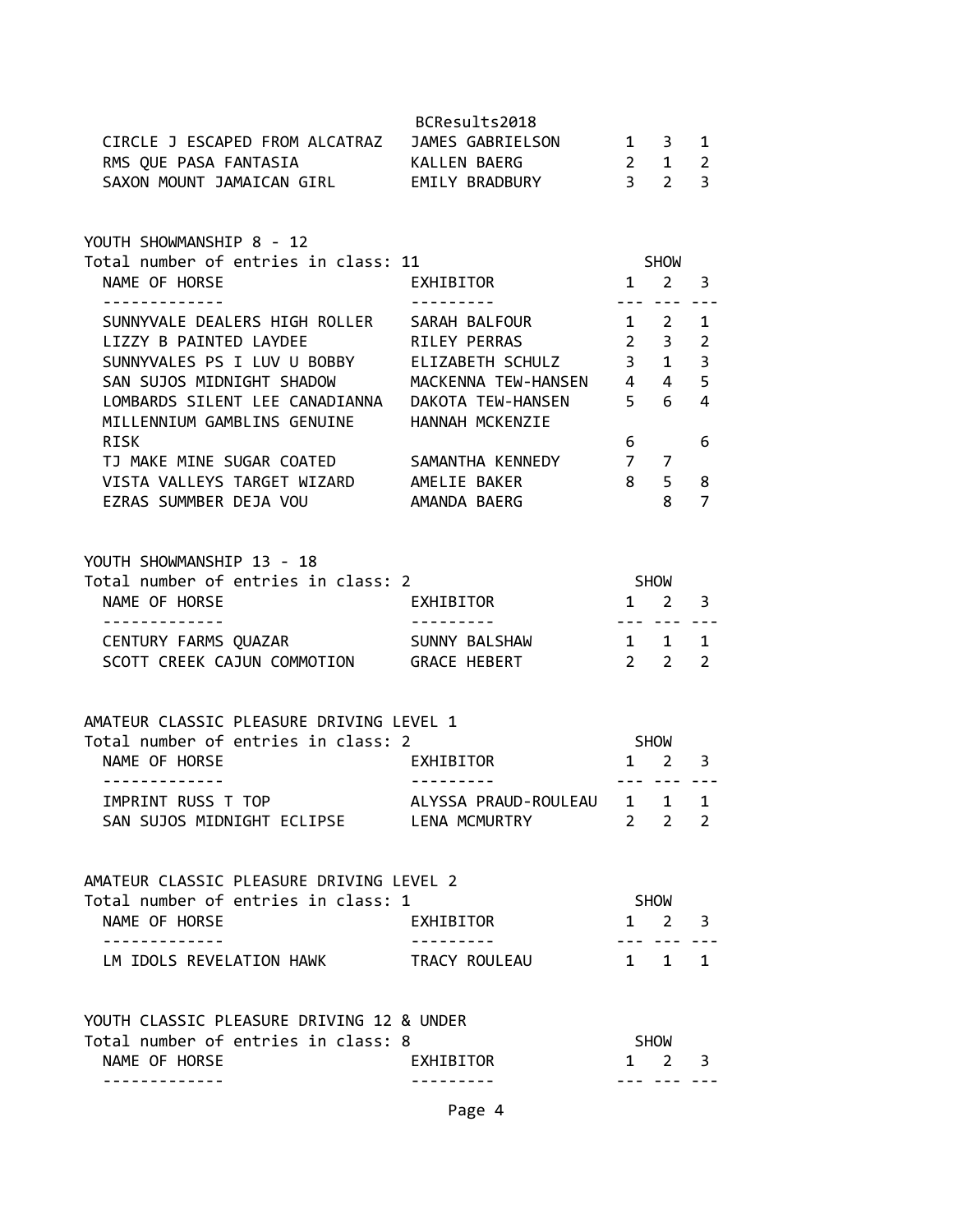| NAME OF HORSE | EXHIBITOR | 1 | 2 | 3 |
|---|---|---|---|---|
| CIRCLE J ESCAPED FROM ALCATRAZ | JAMES GABRIELSON | 1 | 3 | 1 |
| RMS QUE PASA FANTASIA | KALLEN BAERG | 2 | 1 | 2 |
| SAXON MOUNT JAMAICAN GIRL | EMILY BRADBURY | 3 | 2 | 3 |

## YOUTH SHOWMANSHIP 8 - 12

Total number of entries in class: 11

| NAME OF HORSE | EXHIBITOR | SHOW 1 | 2 | 3 |
|---|---|---|---|---|
| SUNNYVALE DEALERS HIGH ROLLER | SARAH BALFOUR | 1 | 2 | 1 |
| LIZZY B PAINTED LAYDEE | RILEY PERRAS | 2 | 3 | 2 |
| SUNNYVALES PS I LUV U BOBBY | ELIZABETH SCHULZ | 3 | 1 | 3 |
| SAN SUJOS MIDNIGHT SHADOW | MACKENNA TEW-HANSEN | 4 | 4 | 5 |
| LOMBARDS SILENT LEE CANADIANNA | DAKOTA TEW-HANSEN | 5 | 6 | 4 |
| MILLENNIUM GAMBLINS GENUINE RISK | HANNAH MCKENZIE | 6 | | 6 |
| TJ MAKE MINE SUGAR COATED | SAMANTHA KENNEDY | 7 | 7 | |
| VISTA VALLEYS TARGET WIZARD | AMELIE BAKER | 8 | 5 | 8 |
| EZRAS SUMMBER DEJA VOU | AMANDA BAERG | | 8 | 7 |

## YOUTH SHOWMANSHIP 13 - 18

Total number of entries in class: 2

| NAME OF HORSE | EXHIBITOR | SHOW 1 | 2 | 3 |
|---|---|---|---|---|
| CENTURY FARMS QUAZAR | SUNNY BALSHAW | 1 | 1 | 1 |
| SCOTT CREEK CAJUN COMMOTION | GRACE HEBERT | 2 | 2 | 2 |

## AMATEUR CLASSIC PLEASURE DRIVING LEVEL 1

Total number of entries in class: 2

| NAME OF HORSE | EXHIBITOR | SHOW 1 | 2 | 3 |
|---|---|---|---|---|
| IMPRINT RUSS T TOP | ALYSSA PRAUD-ROULEAU | 1 | 1 | 1 |
| SAN SUJOS MIDNIGHT ECLIPSE | LENA MCMURTRY | 2 | 2 | 2 |

## AMATEUR CLASSIC PLEASURE DRIVING LEVEL 2

Total number of entries in class: 1

| NAME OF HORSE | EXHIBITOR | SHOW 1 | 2 | 3 |
|---|---|---|---|---|
| LM IDOLS REVELATION HAWK | TRACY ROULEAU | 1 | 1 | 1 |

## YOUTH CLASSIC PLEASURE DRIVING 12 & UNDER

Total number of entries in class: 8

| NAME OF HORSE | EXHIBITOR | SHOW 1 | 2 | 3 |
|---|---|---|---|---|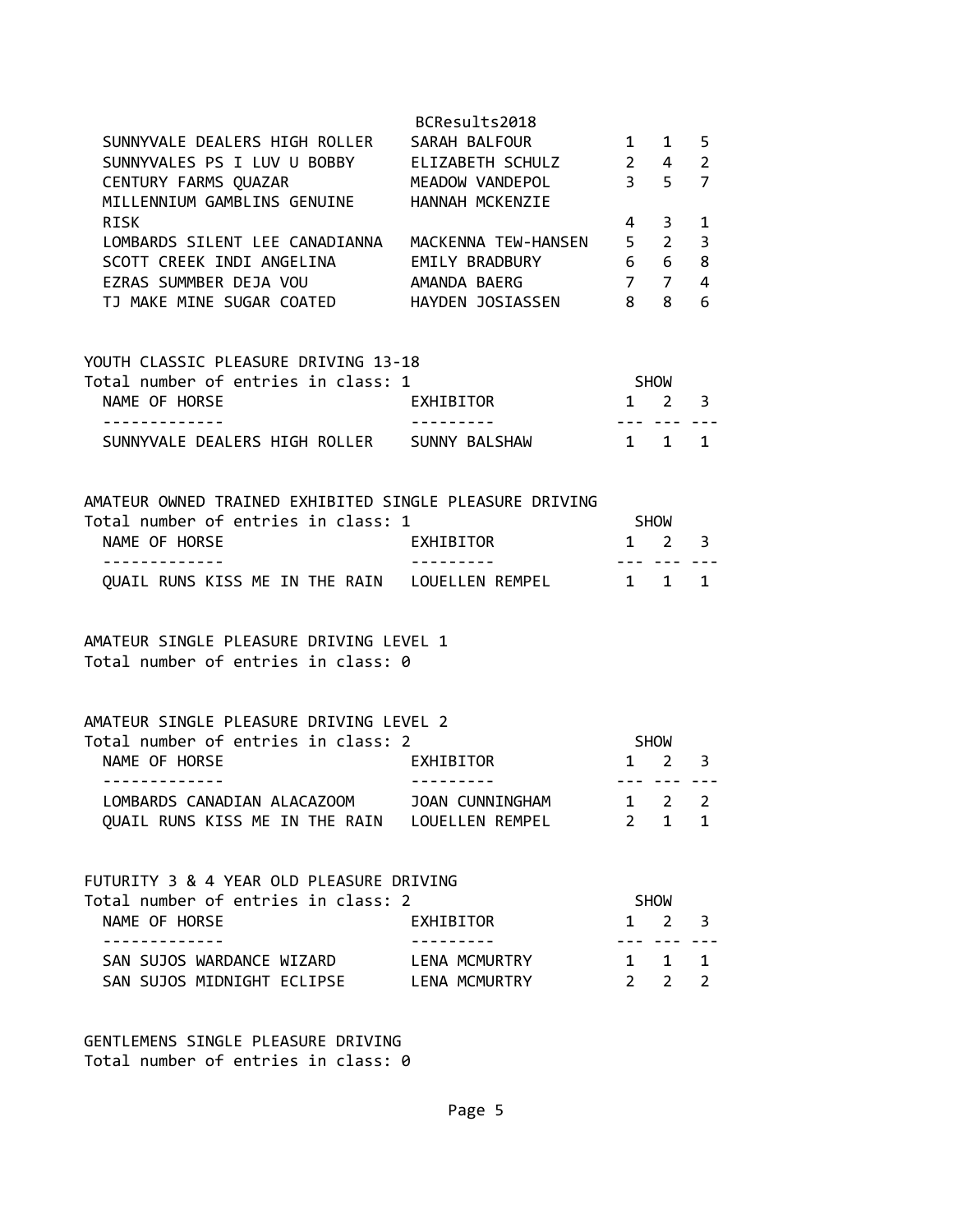| NAME OF HORSE | EXHIBITOR | 1 | 2 | 3 |
|---|---|---|---|---|
| SUNNYVALE DEALERS HIGH ROLLER | SARAH BALFOUR | 1 | 1 | 5 |
| SUNNYVALES PS I LUV U BOBBY | ELIZABETH SCHULZ | 2 | 4 | 2 |
| CENTURY FARMS QUAZAR | MEADOW VANDEPOL | 3 | 5 | 7 |
| MILLENNIUM GAMBLINS GENUINE RISK | HANNAH MCKENZIE | 4 | 3 | 1 |
| LOMBARDS SILENT LEE CANADIANNA | MACKENNA TEW-HANSEN | 5 | 2 | 3 |
| SCOTT CREEK INDI ANGELINA | EMILY BRADBURY | 6 | 6 | 8 |
| EZRAS SUMMBER DEJA VOU | AMANDA BAERG | 7 | 7 | 4 |
| TJ MAKE MINE SUGAR COATED | HAYDEN JOSIASSEN | 8 | 8 | 6 |

YOUTH CLASSIC PLEASURE DRIVING 13-18

Total number of entries in class: 1

| NAME OF HORSE | EXHIBITOR | SHOW 1 | 2 | 3 |
|---|---|---|---|---|
| SUNNYVALE DEALERS HIGH ROLLER | SUNNY BALSHAW | 1 | 1 | 1 |

AMATEUR OWNED TRAINED EXHIBITED SINGLE PLEASURE DRIVING

Total number of entries in class: 1

| NAME OF HORSE | EXHIBITOR | SHOW 1 | 2 | 3 |
|---|---|---|---|---|
| QUAIL RUNS KISS ME IN THE RAIN | LOUELLEN REMPEL | 1 | 1 | 1 |

AMATEUR SINGLE PLEASURE DRIVING LEVEL 1

Total number of entries in class: 0

AMATEUR SINGLE PLEASURE DRIVING LEVEL 2

Total number of entries in class: 2

| NAME OF HORSE | EXHIBITOR | SHOW 1 | 2 | 3 |
|---|---|---|---|---|
| LOMBARDS CANADIAN ALACAZOOM | JOAN CUNNINGHAM | 1 | 2 | 2 |
| QUAIL RUNS KISS ME IN THE RAIN | LOUELLEN REMPEL | 2 | 1 | 1 |

FUTURITY 3 & 4 YEAR OLD PLEASURE DRIVING

Total number of entries in class: 2

| NAME OF HORSE | EXHIBITOR | SHOW 1 | 2 | 3 |
|---|---|---|---|---|
| SAN SUJOS WARDANCE WIZARD | LENA MCMURTRY | 1 | 1 | 1 |
| SAN SUJOS MIDNIGHT ECLIPSE | LENA MCMURTRY | 2 | 2 | 2 |

GENTLEMENS SINGLE PLEASURE DRIVING

Total number of entries in class: 0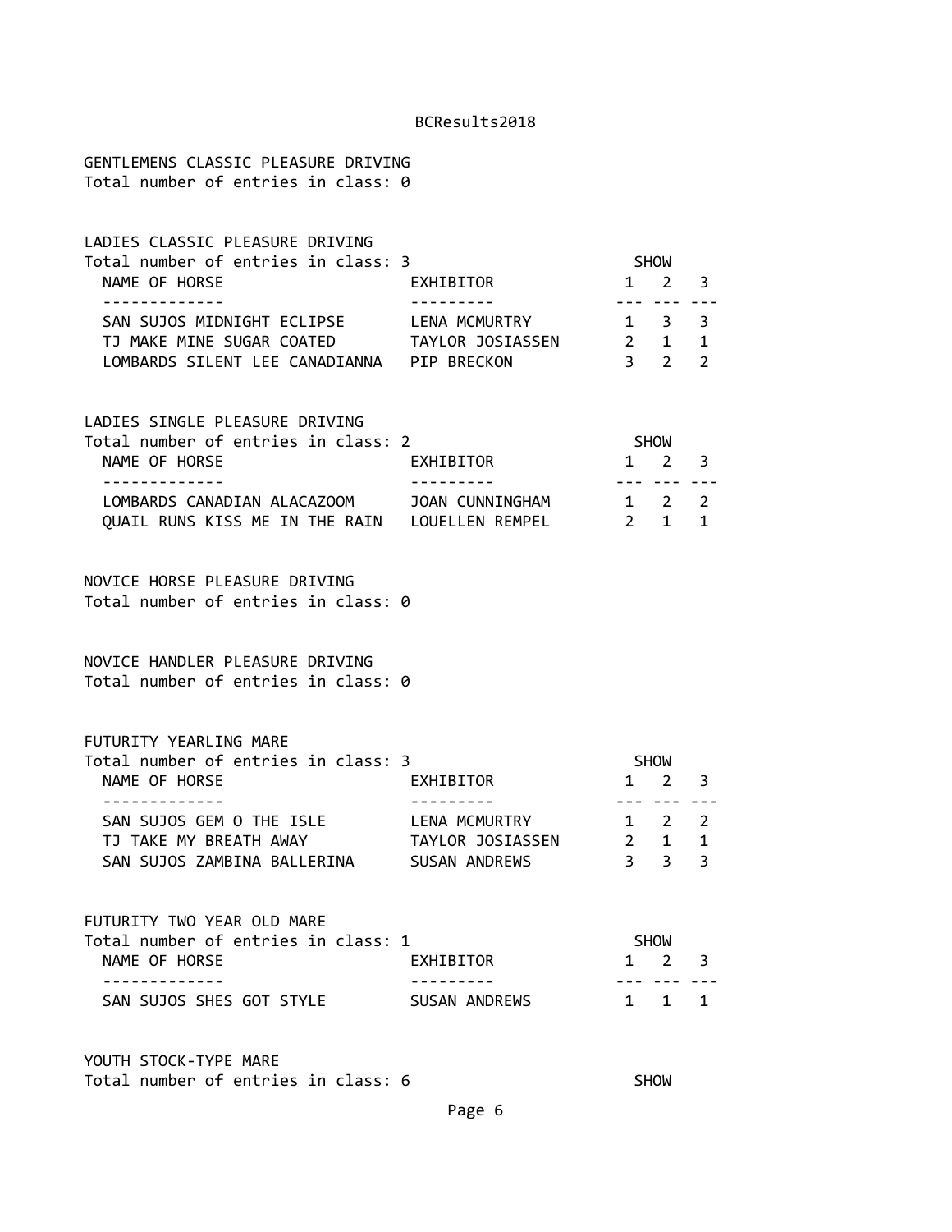GENTLEMENS CLASSIC PLEASURE DRIVING
Total number of entries in class: 0

LADIES CLASSIC PLEASURE DRIVING
Total number of entries in class: 3

| NAME OF HORSE | EXHIBITOR | SHOW 1 | 2 | 3 |
|---|---|---|---|---|
| SAN SUJOS MIDNIGHT ECLIPSE | LENA MCMURTRY | 1 | 3 | 3 |
| TJ MAKE MINE SUGAR COATED | TAYLOR JOSIASSEN | 2 | 1 | 1 |
| LOMBARDS SILENT LEE CANADIANNA | PIP BRECKON | 3 | 2 | 2 |

LADIES SINGLE PLEASURE DRIVING
Total number of entries in class: 2

| NAME OF HORSE | EXHIBITOR | SHOW 1 | 2 | 3 |
|---|---|---|---|---|
| LOMBARDS CANADIAN ALACAZOOM | JOAN CUNNINGHAM | 1 | 2 | 2 |
| QUAIL RUNS KISS ME IN THE RAIN | LOUELLEN REMPEL | 2 | 1 | 1 |

NOVICE HORSE PLEASURE DRIVING
Total number of entries in class: 0

NOVICE HANDLER PLEASURE DRIVING
Total number of entries in class: 0

FUTURITY YEARLING MARE
Total number of entries in class: 3

| NAME OF HORSE | EXHIBITOR | SHOW 1 | 2 | 3 |
|---|---|---|---|---|
| SAN SUJOS GEM O THE ISLE | LENA MCMURTRY | 1 | 2 | 2 |
| TJ TAKE MY BREATH AWAY | TAYLOR JOSIASSEN | 2 | 1 | 1 |
| SAN SUJOS ZAMBINA BALLERINA | SUSAN ANDREWS | 3 | 3 | 3 |

FUTURITY TWO YEAR OLD MARE
Total number of entries in class: 1

| NAME OF HORSE | EXHIBITOR | SHOW 1 | 2 | 3 |
|---|---|---|---|---|
| SAN SUJOS SHES GOT STYLE | SUSAN ANDREWS | 1 | 1 | 1 |

YOUTH STOCK-TYPE MARE
Total number of entries in class: 6 SHOW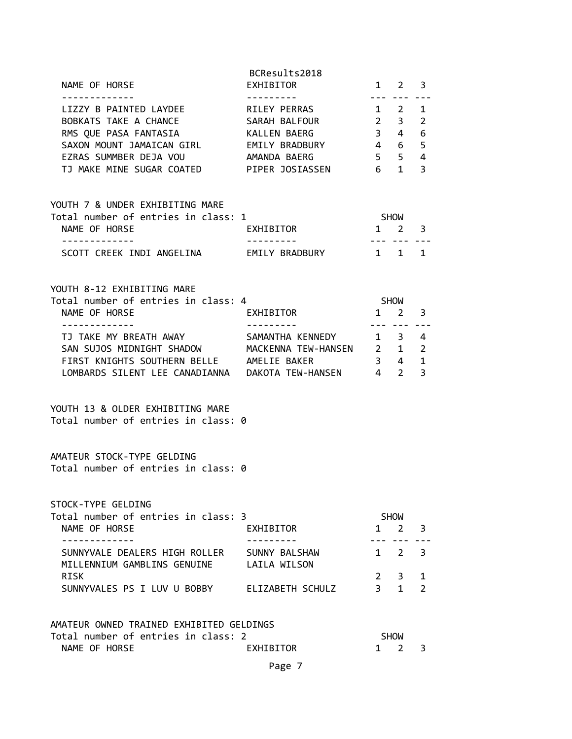| NAME OF HORSE | EXHIBITOR | 1 | 2 | 3 |
|---|---|---|---|---|
| LIZZY B PAINTED LAYDEE | RILEY PERRAS | 1 | 2 | 1 |
| BOBKATS TAKE A CHANCE | SARAH BALFOUR | 2 | 3 | 2 |
| RMS QUE PASA FANTASIA | KALLEN BAERG | 3 | 4 | 6 |
| SAXON MOUNT JAMAICAN GIRL | EMILY BRADBURY | 4 | 6 | 5 |
| EZRAS SUMMBER DEJA VOU | AMANDA BAERG | 5 | 5 | 4 |
| TJ MAKE MINE SUGAR COATED | PIPER JOSIASSEN | 6 | 1 | 3 |

YOUTH 7 & UNDER EXHIBITING MARE

Total number of entries in class: 1

| NAME OF HORSE | EXHIBITOR | SHOW 1 | 2 | 3 |
|---|---|---|---|---|
| SCOTT CREEK INDI ANGELINA | EMILY BRADBURY | 1 | 1 | 1 |

YOUTH 8-12 EXHIBITING MARE

Total number of entries in class: 4

| NAME OF HORSE | EXHIBITOR | SHOW 1 | 2 | 3 |
|---|---|---|---|---|
| TJ TAKE MY BREATH AWAY | SAMANTHA KENNEDY | 1 | 3 | 4 |
| SAN SUJOS MIDNIGHT SHADOW | MACKENNA TEW-HANSEN | 2 | 1 | 2 |
| FIRST KNIGHTS SOUTHERN BELLE | AMELIE BAKER | 3 | 4 | 1 |
| LOMBARDS SILENT LEE CANADIANNA | DAKOTA TEW-HANSEN | 4 | 2 | 3 |

YOUTH 13 & OLDER EXHIBITING MARE

Total number of entries in class: 0

AMATEUR STOCK-TYPE GELDING

Total number of entries in class: 0

STOCK-TYPE GELDING

Total number of entries in class: 3

| NAME OF HORSE | EXHIBITOR | SHOW 1 | 2 | 3 |
|---|---|---|---|---|
| SUNNYVALE DEALERS HIGH ROLLER | SUNNY BALSHAW | 1 | 2 | 3 |
| MILLENNIUM GAMBLINS GENUINE RISK | LAILA WILSON | 2 | 3 | 1 |
| SUNNYVALES PS I LUV U BOBBY | ELIZABETH SCHULZ | 3 | 1 | 2 |

AMATEUR OWNED TRAINED EXHIBITED GELDINGS

Total number of entries in class: 2

| NAME OF HORSE | EXHIBITOR | SHOW 1 | 2 | 3 |
|---|---|---|---|---|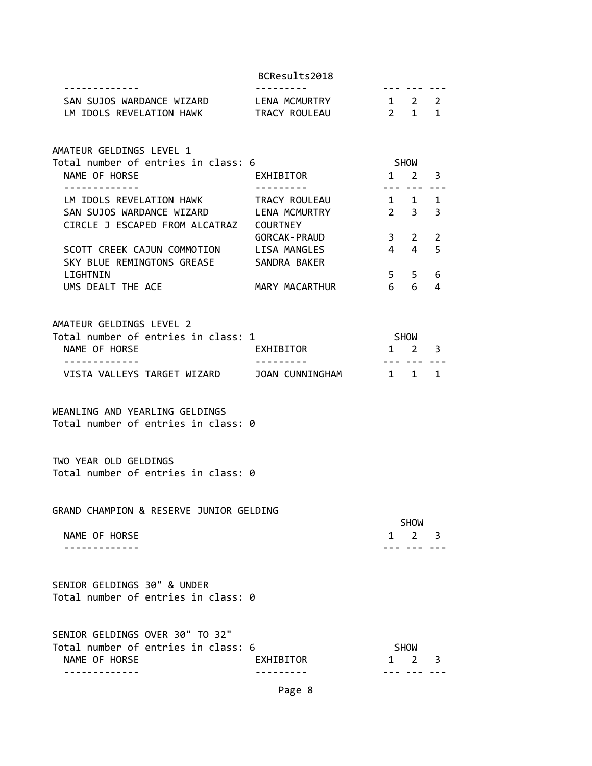| NAME OF HORSE | EXHIBITOR | SHOW 1 | 2 | 3 |
|---|---|---|---|---|
| SAN SUJOS WARDANCE WIZARD | LENA MCMURTRY | 1 | 2 | 2 |
| LM IDOLS REVELATION HAWK | TRACY ROULEAU | 2 | 1 | 1 |

## AMATEUR GELDINGS LEVEL 1

Total number of entries in class: 6

| NAME OF HORSE | EXHIBITOR | SHOW 1 | 2 | 3 |
|---|---|---|---|---|
| LM IDOLS REVELATION HAWK | TRACY ROULEAU | 1 | 1 | 1 |
| SAN SUJOS WARDANCE WIZARD | LENA MCMURTRY | 2 | 3 | 3 |
| CIRCLE J ESCAPED FROM ALCATRAZ | COURTNEY GORCAK-PRAUD | 3 | 2 | 2 |
| SCOTT CREEK CAJUN COMMOTION | LISA MANGLES | 4 | 4 | 5 |
| SKY BLUE REMINGTONS GREASE LIGHTNIN | SANDRA BAKER | 5 | 5 | 6 |
| UMS DEALT THE ACE | MARY MACARTHUR | 6 | 6 | 4 |

## AMATEUR GELDINGS LEVEL 2

Total number of entries in class: 1

| NAME OF HORSE | EXHIBITOR | SHOW 1 | 2 | 3 |
|---|---|---|---|---|
| VISTA VALLEYS TARGET WIZARD | JOAN CUNNINGHAM | 1 | 1 | 1 |

## WEANLING AND YEARLING GELDINGS

Total number of entries in class: 0

## TWO YEAR OLD GELDINGS

Total number of entries in class: 0

## GRAND CHAMPION & RESERVE JUNIOR GELDING

| NAME OF HORSE | SHOW 1 | 2 | 3 |
|---|---|---|---|

## SENIOR GELDINGS 30" & UNDER

Total number of entries in class: 0

## SENIOR GELDINGS OVER 30" TO 32"

Total number of entries in class: 6

| NAME OF HORSE | EXHIBITOR | SHOW 1 | 2 | 3 |
|---|---|---|---|---|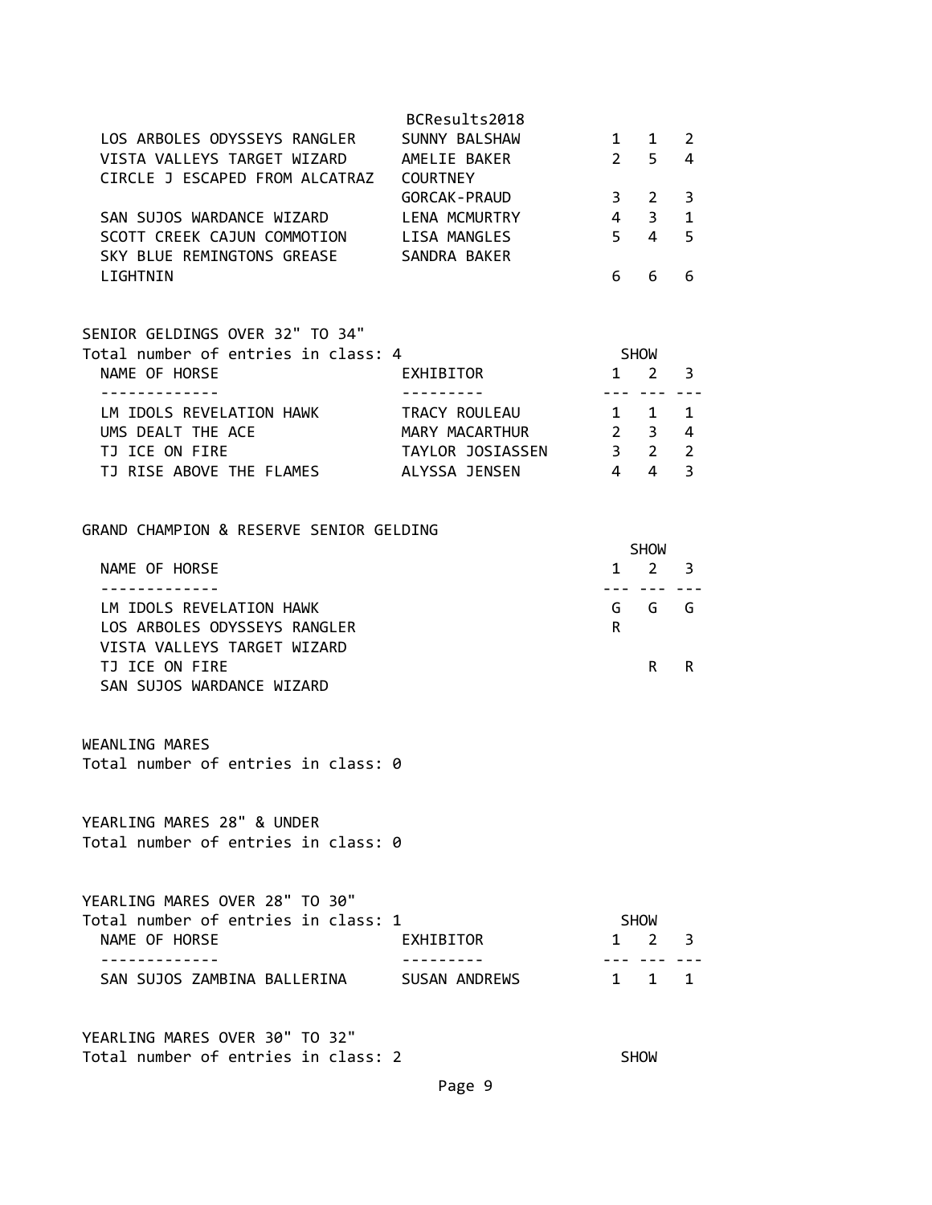| NAME OF HORSE | EXHIBITOR | SHOW 1 | SHOW 2 | SHOW 3 |
|---|---|---|---|---|
| LOS ARBOLES ODYSSEYS RANGLER | SUNNY BALSHAW | 1 | 1 | 2 |
| VISTA VALLEYS TARGET WIZARD | AMELIE BAKER | 2 | 5 | 4 |
| CIRCLE J ESCAPED FROM ALCATRAZ | COURTNEY GORCAK-PRAUD | 3 | 2 | 3 |
| SAN SUJOS WARDANCE WIZARD | LENA MCMURTRY | 4 | 3 | 1 |
| SCOTT CREEK CAJUN COMMOTION | LISA MANGLES | 5 | 4 | 5 |
| SKY BLUE REMINGTONS GREASE LIGHTNIN | SANDRA BAKER | 6 | 6 | 6 |

SENIOR GELDINGS OVER 32" TO 34"
Total number of entries in class: 4

| NAME OF HORSE | EXHIBITOR | SHOW 1 | SHOW 2 | SHOW 3 |
|---|---|---|---|---|
| LM IDOLS REVELATION HAWK | TRACY ROULEAU | 1 | 1 | 1 |
| UMS DEALT THE ACE | MARY MACARTHUR | 2 | 3 | 4 |
| TJ ICE ON FIRE | TAYLOR JOSIASSEN | 3 | 2 | 2 |
| TJ RISE ABOVE THE FLAMES | ALYSSA JENSEN | 4 | 4 | 3 |

GRAND CHAMPION & RESERVE SENIOR GELDING

| NAME OF HORSE | SHOW 1 | SHOW 2 | SHOW 3 |
|---|---|---|---|
| LM IDOLS REVELATION HAWK | G | G | G |
| LOS ARBOLES ODYSSEYS RANGLER | R | | |
| VISTA VALLEYS TARGET WIZARD | | | |
| TJ ICE ON FIRE | | R | R |
| SAN SUJOS WARDANCE WIZARD | | | |

WEANLING MARES
Total number of entries in class: 0

YEARLING MARES 28" & UNDER
Total number of entries in class: 0

YEARLING MARES OVER 28" TO 30"
Total number of entries in class: 1

| NAME OF HORSE | EXHIBITOR | SHOW 1 | SHOW 2 | SHOW 3 |
|---|---|---|---|---|
| SAN SUJOS ZAMBINA BALLERINA | SUSAN ANDREWS | 1 | 1 | 1 |

YEARLING MARES OVER 30" TO 32"
Total number of entries in class: 2 SHOW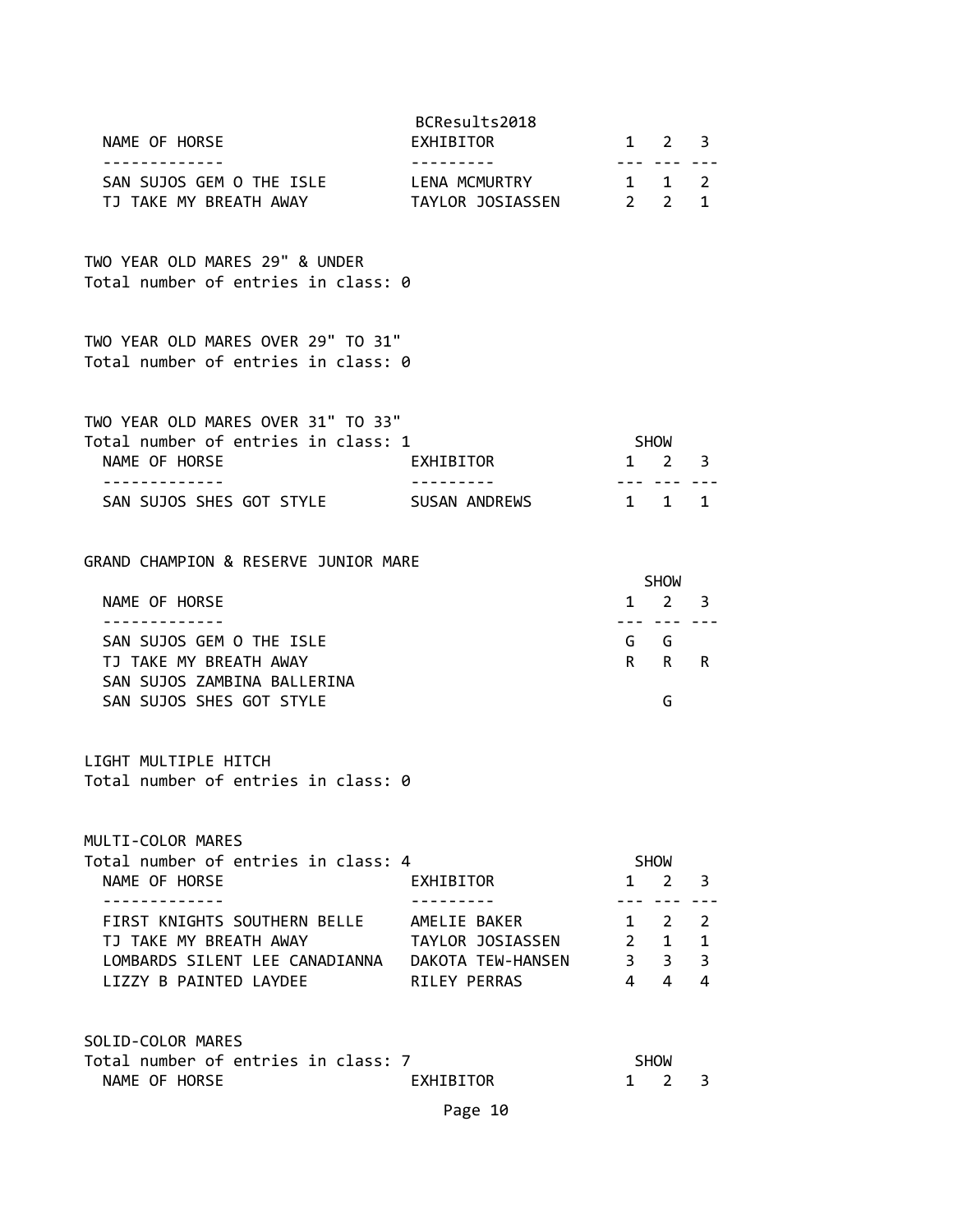| NAME OF HORSE | EXHIBITOR | 1 | 2 | 3 |
|---|---|---|---|---|
| SAN SUJOS GEM O THE ISLE | LENA MCMURTRY | 1 | 1 | 2 |
| TJ TAKE MY BREATH AWAY | TAYLOR JOSIASSEN | 2 | 2 | 1 |

TWO YEAR OLD MARES 29" & UNDER
Total number of entries in class: 0

TWO YEAR OLD MARES OVER 29" TO 31"
Total number of entries in class: 0

TWO YEAR OLD MARES OVER 31" TO 33"
Total number of entries in class: 1

| NAME OF HORSE | EXHIBITOR | SHOW 1 | 2 | 3 |
|---|---|---|---|---|
| SAN SUJOS SHES GOT STYLE | SUSAN ANDREWS | 1 | 1 | 1 |

GRAND CHAMPION & RESERVE JUNIOR MARE

| NAME OF HORSE | SHOW 1 | 2 | 3 |
|---|---|---|---|
| SAN SUJOS GEM O THE ISLE | G | G | |
| TJ TAKE MY BREATH AWAY | R | R | R |
| SAN SUJOS ZAMBINA BALLERINA | | | |
| SAN SUJOS SHES GOT STYLE | | G | |

LIGHT MULTIPLE HITCH
Total number of entries in class: 0

MULTI-COLOR MARES
Total number of entries in class: 4

| NAME OF HORSE | EXHIBITOR | SHOW 1 | 2 | 3 |
|---|---|---|---|---|
| FIRST KNIGHTS SOUTHERN BELLE | AMELIE BAKER | 1 | 2 | 2 |
| TJ TAKE MY BREATH AWAY | TAYLOR JOSIASSEN | 2 | 1 | 1 |
| LOMBARDS SILENT LEE CANADIANNA | DAKOTA TEW-HANSEN | 3 | 3 | 3 |
| LIZZY B PAINTED LAYDEE | RILEY PERRAS | 4 | 4 | 4 |

SOLID-COLOR MARES
Total number of entries in class: 7

| NAME OF HORSE | EXHIBITOR | SHOW 1 | 2 | 3 |
|---|---|---|---|---|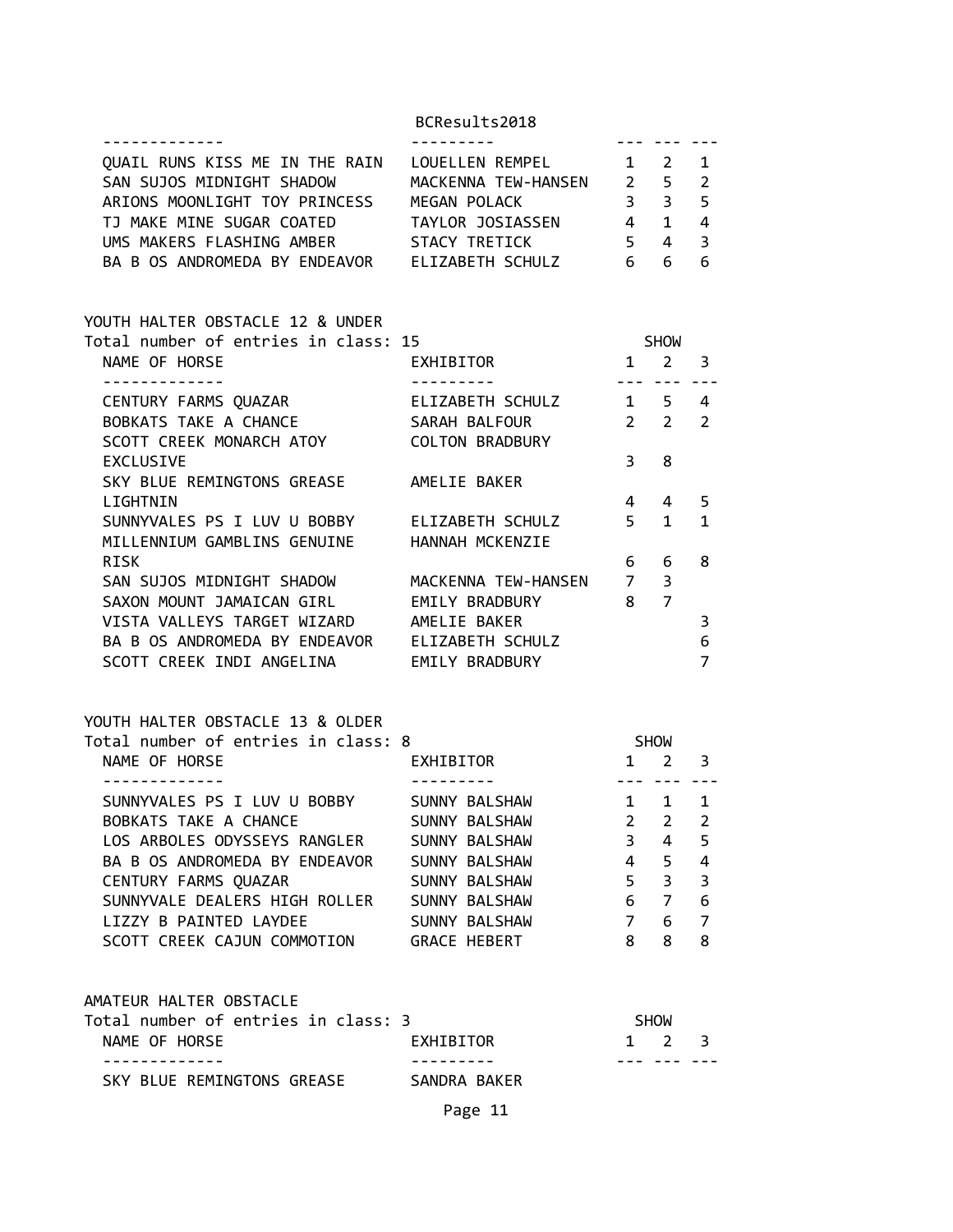| NAME OF HORSE | EXHIBITOR | 1 | 2 | 3 |
| --- | --- | --- | --- | --- |
| QUAIL RUNS KISS ME IN THE RAIN | LOUELLEN REMPEL | 1 | 2 | 1 |
| SAN SUJOS MIDNIGHT SHADOW | MACKENNA TEW-HANSEN | 2 | 5 | 2 |
| ARIONS MOONLIGHT TOY PRINCESS | MEGAN POLACK | 3 | 3 | 5 |
| TJ MAKE MINE SUGAR COATED | TAYLOR JOSIASSEN | 4 | 1 | 4 |
| UMS MAKERS FLASHING AMBER | STACY TRETICK | 5 | 4 | 3 |
| BA B OS ANDROMEDA BY ENDEAVOR | ELIZABETH SCHULZ | 6 | 6 | 6 |

## YOUTH HALTER OBSTACLE 12 & UNDER

Total number of entries in class: 15

| NAME OF HORSE | EXHIBITOR | SHOW 1 | 2 | 3 |
| --- | --- | --- | --- | --- |
| CENTURY FARMS QUAZAR | ELIZABETH SCHULZ | 1 | 5 | 4 |
| BOBKATS TAKE A CHANCE | SARAH BALFOUR | 2 | 2 | 2 |
| SCOTT CREEK MONARCH ATOY EXCLUSIVE | COLTON BRADBURY | 3 | 8 | |
| SKY BLUE REMINGTONS GREASE LIGHTNIN | AMELIE BAKER | 4 | 4 | 5 |
| SUNNYVALES PS I LUV U BOBBY | ELIZABETH SCHULZ | 5 | 1 | 1 |
| MILLENNIUM GAMBLINS GENUINE RISK | HANNAH MCKENZIE | 6 | 6 | 8 |
| SAN SUJOS MIDNIGHT SHADOW | MACKENNA TEW-HANSEN | 7 | 3 | |
| SAXON MOUNT JAMAICAN GIRL | EMILY BRADBURY | 8 | 7 | |
| VISTA VALLEYS TARGET WIZARD | AMELIE BAKER | | | 3 |
| BA B OS ANDROMEDA BY ENDEAVOR | ELIZABETH SCHULZ | | | 6 |
| SCOTT CREEK INDI ANGELINA | EMILY BRADBURY | | | 7 |

## YOUTH HALTER OBSTACLE 13 & OLDER

Total number of entries in class: 8

| NAME OF HORSE | EXHIBITOR | SHOW 1 | 2 | 3 |
| --- | --- | --- | --- | --- |
| SUNNYVALES PS I LUV U BOBBY | SUNNY BALSHAW | 1 | 1 | 1 |
| BOBKATS TAKE A CHANCE | SUNNY BALSHAW | 2 | 2 | 2 |
| LOS ARBOLES ODYSSEYS RANGLER | SUNNY BALSHAW | 3 | 4 | 5 |
| BA B OS ANDROMEDA BY ENDEAVOR | SUNNY BALSHAW | 4 | 5 | 4 |
| CENTURY FARMS QUAZAR | SUNNY BALSHAW | 5 | 3 | 3 |
| SUNNYVALE DEALERS HIGH ROLLER | SUNNY BALSHAW | 6 | 7 | 6 |
| LIZZY B PAINTED LAYDEE | SUNNY BALSHAW | 7 | 6 | 7 |
| SCOTT CREEK CAJUN COMMOTION | GRACE HEBERT | 8 | 8 | 8 |

## AMATEUR HALTER OBSTACLE

Total number of entries in class: 3

| NAME OF HORSE | EXHIBITOR | SHOW 1 | 2 | 3 |
| --- | --- | --- | --- | --- |
| SKY BLUE REMINGTONS GREASE | SANDRA BAKER | | | |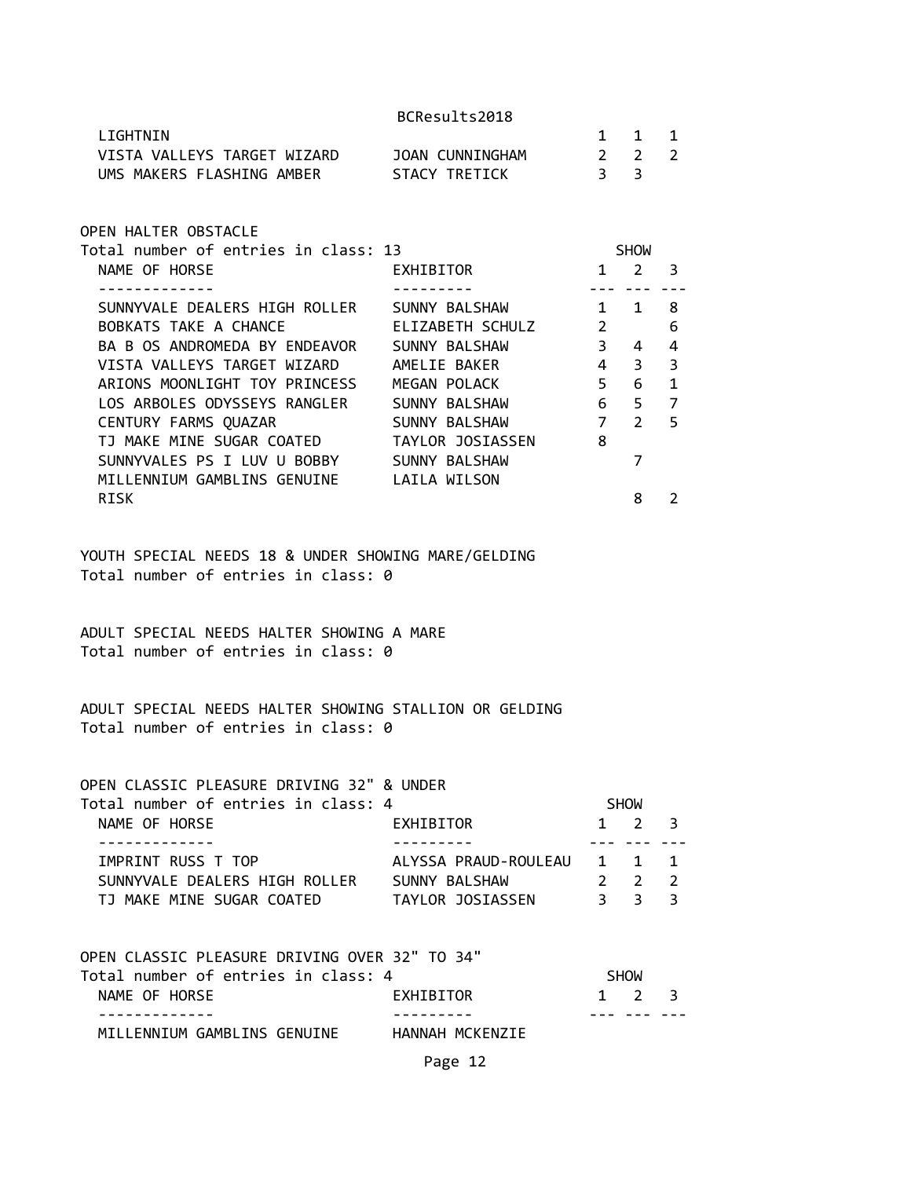| NAME OF HORSE | EXHIBITOR | 1 | 2 | 3 |
|---|---|---|---|---|
| LIGHTNIN | | 1 | 1 | 1 |
| VISTA VALLEYS TARGET WIZARD | JOAN CUNNINGHAM | 2 | 2 | 2 |
| UMS MAKERS FLASHING AMBER | STACY TRETICK | 3 | 3 | |

OPEN HALTER OBSTACLE
Total number of entries in class: 13

| NAME OF HORSE | EXHIBITOR | SHOW 1 | 2 | 3 |
|---|---|---|---|---|
| SUNNYVALE DEALERS HIGH ROLLER | SUNNY BALSHAW | 1 | 1 | 8 |
| BOBKATS TAKE A CHANCE | ELIZABETH SCHULZ | 2 | | 6 |
| BA B OS ANDROMEDA BY ENDEAVOR | SUNNY BALSHAW | 3 | 4 | 4 |
| VISTA VALLEYS TARGET WIZARD | AMELIE BAKER | 4 | 3 | 3 |
| ARIONS MOONLIGHT TOY PRINCESS | MEGAN POLACK | 5 | 6 | 1 |
| LOS ARBOLES ODYSSEYS RANGLER | SUNNY BALSHAW | 6 | 5 | 7 |
| CENTURY FARMS QUAZAR | SUNNY BALSHAW | 7 | 2 | 5 |
| TJ MAKE MINE SUGAR COATED | TAYLOR JOSIASSEN | 8 | | |
| SUNNYVALES PS I LUV U BOBBY | SUNNY BALSHAW | | 7 | |
| MILLENNIUM GAMBLINS GENUINE RISK | LAILA WILSON | | 8 | 2 |

YOUTH SPECIAL NEEDS 18 & UNDER SHOWING MARE/GELDING
Total number of entries in class: 0

ADULT SPECIAL NEEDS HALTER SHOWING A MARE
Total number of entries in class: 0

ADULT SPECIAL NEEDS HALTER SHOWING STALLION OR GELDING
Total number of entries in class: 0

OPEN CLASSIC PLEASURE DRIVING 32" & UNDER
Total number of entries in class: 4

| NAME OF HORSE | EXHIBITOR | SHOW 1 | 2 | 3 |
|---|---|---|---|---|
| IMPRINT RUSS T TOP | ALYSSA PRAUD-ROULEAU | 1 | 1 | 1 |
| SUNNYVALE DEALERS HIGH ROLLER | SUNNY BALSHAW | 2 | 2 | 2 |
| TJ MAKE MINE SUGAR COATED | TAYLOR JOSIASSEN | 3 | 3 | 3 |

OPEN CLASSIC PLEASURE DRIVING OVER 32" TO 34"
Total number of entries in class: 4

| NAME OF HORSE | EXHIBITOR | SHOW 1 | 2 | 3 |
|---|---|---|---|---|
| MILLENNIUM GAMBLINS GENUINE | HANNAH MCKENZIE | | | |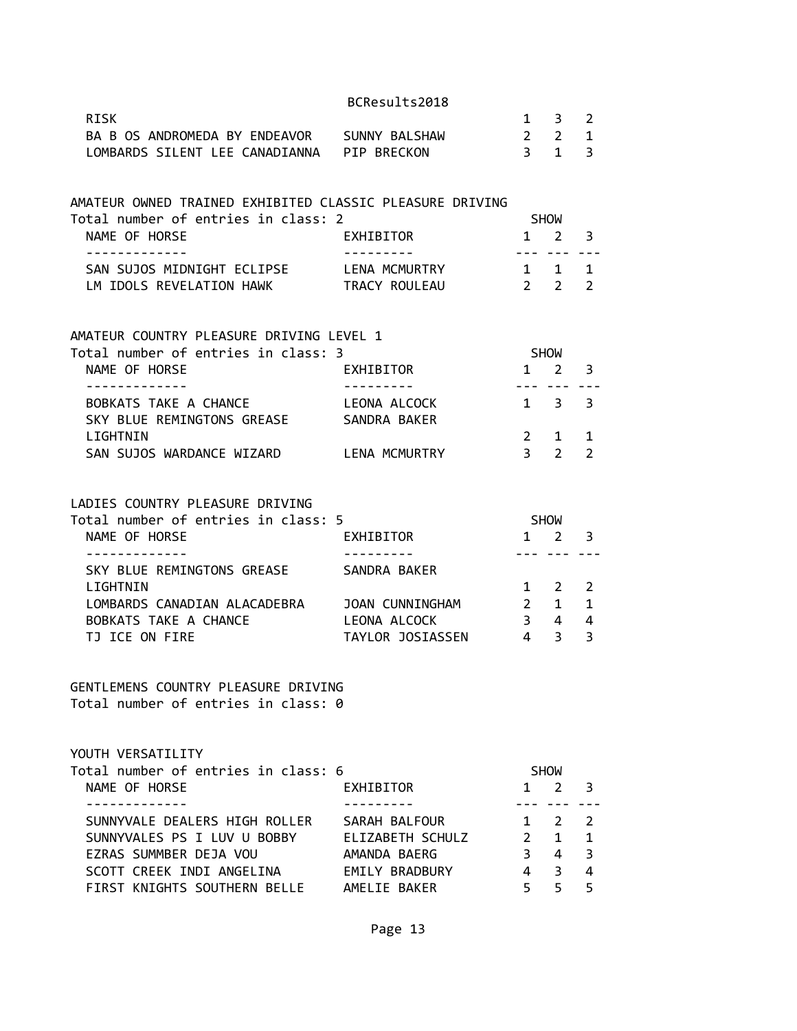| | | | | |
|---|---|---|---|---|
| RISK | | 1 | 3 | 2 |
| BA B OS ANDROMEDA BY ENDEAVOR | SUNNY BALSHAW | 2 | 2 | 1 |
| LOMBARDS SILENT LEE CANADIANNA | PIP BRECKON | 3 | 1 | 3 |

AMATEUR OWNED TRAINED EXHIBITED CLASSIC PLEASURE DRIVING

Total number of entries in class: 2

| NAME OF HORSE | EXHIBITOR | SHOW 1 | 2 | 3 |
|---|---|---|---|---|
| SAN SUJOS MIDNIGHT ECLIPSE | LENA MCMURTRY | 1 | 1 | 1 |
| LM IDOLS REVELATION HAWK | TRACY ROULEAU | 2 | 2 | 2 |

AMATEUR COUNTRY PLEASURE DRIVING LEVEL 1

Total number of entries in class: 3

| NAME OF HORSE | EXHIBITOR | SHOW 1 | 2 | 3 |
|---|---|---|---|---|
| BOBKATS TAKE A CHANCE | LEONA ALCOCK | 1 | 3 | 3 |
| SKY BLUE REMINGTONS GREASE LIGHTNIN | SANDRA BAKER | 2 | 1 | 1 |
| SAN SUJOS WARDANCE WIZARD | LENA MCMURTRY | 3 | 2 | 2 |

LADIES COUNTRY PLEASURE DRIVING

Total number of entries in class: 5

| NAME OF HORSE | EXHIBITOR | SHOW 1 | 2 | 3 |
|---|---|---|---|---|
| SKY BLUE REMINGTONS GREASE LIGHTNIN | SANDRA BAKER | 1 | 2 | 2 |
| LOMBARDS CANADIAN ALACADEBRA | JOAN CUNNINGHAM | 2 | 1 | 1 |
| BOBKATS TAKE A CHANCE | LEONA ALCOCK | 3 | 4 | 4 |
| TJ ICE ON FIRE | TAYLOR JOSIASSEN | 4 | 3 | 3 |

GENTLEMENS COUNTRY PLEASURE DRIVING

Total number of entries in class: 0

YOUTH VERSATILITY

Total number of entries in class: 6

| NAME OF HORSE | EXHIBITOR | SHOW 1 | 2 | 3 |
|---|---|---|---|---|
| SUNNYVALE DEALERS HIGH ROLLER | SARAH BALFOUR | 1 | 2 | 2 |
| SUNNYVALES PS I LUV U BOBBY | ELIZABETH SCHULZ | 2 | 1 | 1 |
| EZRAS SUMMBER DEJA VOU | AMANDA BAERG | 3 | 4 | 3 |
| SCOTT CREEK INDI ANGELINA | EMILY BRADBURY | 4 | 3 | 4 |
| FIRST KNIGHTS SOUTHERN BELLE | AMELIE BAKER | 5 | 5 | 5 |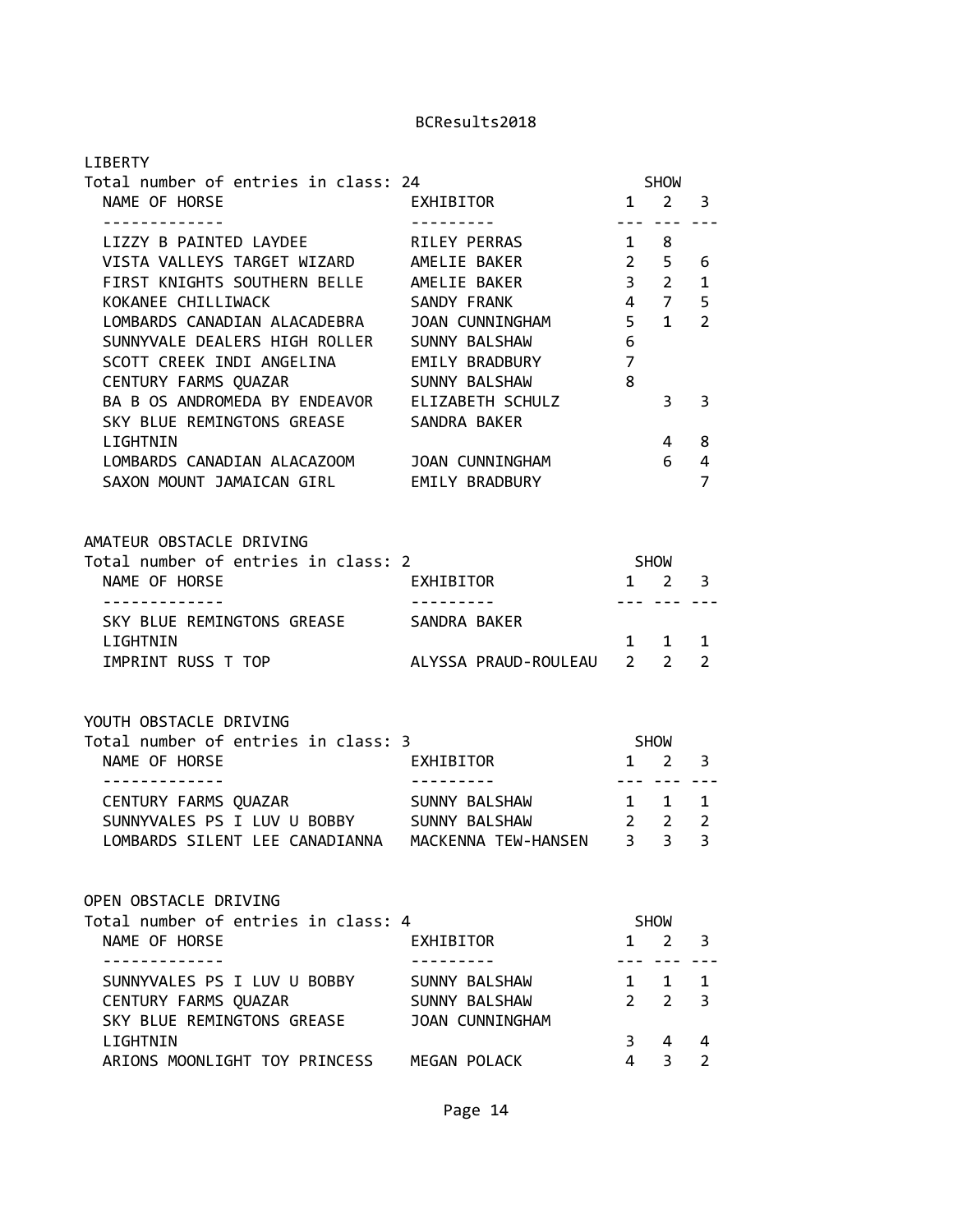## LIBERTY

Total number of entries in class: 24

| NAME OF HORSE | EXHIBITOR | SHOW 1 | SHOW 2 | SHOW 3 |
|---|---|---|---|---|
| LIZZY B PAINTED LAYDEE | RILEY PERRAS | 1 | 8 | |
| VISTA VALLEYS TARGET WIZARD | AMELIE BAKER | 2 | 5 | 6 |
| FIRST KNIGHTS SOUTHERN BELLE | AMELIE BAKER | 3 | 2 | 1 |
| KOKANEE CHILLIWACK | SANDY FRANK | 4 | 7 | 5 |
| LOMBARDS CANADIAN ALACADEBRA | JOAN CUNNINGHAM | 5 | 1 | 2 |
| SUNNYVALE DEALERS HIGH ROLLER | SUNNY BALSHAW | 6 | | |
| SCOTT CREEK INDI ANGELINA | EMILY BRADBURY | 7 | | |
| CENTURY FARMS QUAZAR | SUNNY BALSHAW | 8 | | |
| BA B OS ANDROMEDA BY ENDEAVOR | ELIZABETH SCHULZ | | 3 | 3 |
| SKY BLUE REMINGTONS GREASE LIGHTNIN | SANDRA BAKER | | 4 | 8 |
| LOMBARDS CANADIAN ALACAZOOM | JOAN CUNNINGHAM | | 6 | 4 |
| SAXON MOUNT JAMAICAN GIRL | EMILY BRADBURY | | | 7 |

## AMATEUR OBSTACLE DRIVING

Total number of entries in class: 2

| NAME OF HORSE | EXHIBITOR | SHOW 1 | SHOW 2 | SHOW 3 |
|---|---|---|---|---|
| SKY BLUE REMINGTONS GREASE LIGHTNIN | SANDRA BAKER | 1 | 1 | 1 |
| IMPRINT RUSS T TOP | ALYSSA PRAUD-ROULEAU | 2 | 2 | 2 |

## YOUTH OBSTACLE DRIVING

Total number of entries in class: 3

| NAME OF HORSE | EXHIBITOR | SHOW 1 | SHOW 2 | SHOW 3 |
|---|---|---|---|---|
| CENTURY FARMS QUAZAR | SUNNY BALSHAW | 1 | 1 | 1 |
| SUNNYVALES PS I LUV U BOBBY | SUNNY BALSHAW | 2 | 2 | 2 |
| LOMBARDS SILENT LEE CANADIANNA | MACKENNA TEW-HANSEN | 3 | 3 | 3 |

## OPEN OBSTACLE DRIVING

Total number of entries in class: 4

| NAME OF HORSE | EXHIBITOR | SHOW 1 | SHOW 2 | SHOW 3 |
|---|---|---|---|---|
| SUNNYVALES PS I LUV U BOBBY | SUNNY BALSHAW | 1 | 1 | 1 |
| CENTURY FARMS QUAZAR | SUNNY BALSHAW | 2 | 2 | 3 |
| SKY BLUE REMINGTONS GREASE LIGHTNIN | JOAN CUNNINGHAM | 3 | 4 | 4 |
| ARIONS MOONLIGHT TOY PRINCESS | MEGAN POLACK | 4 | 3 | 2 |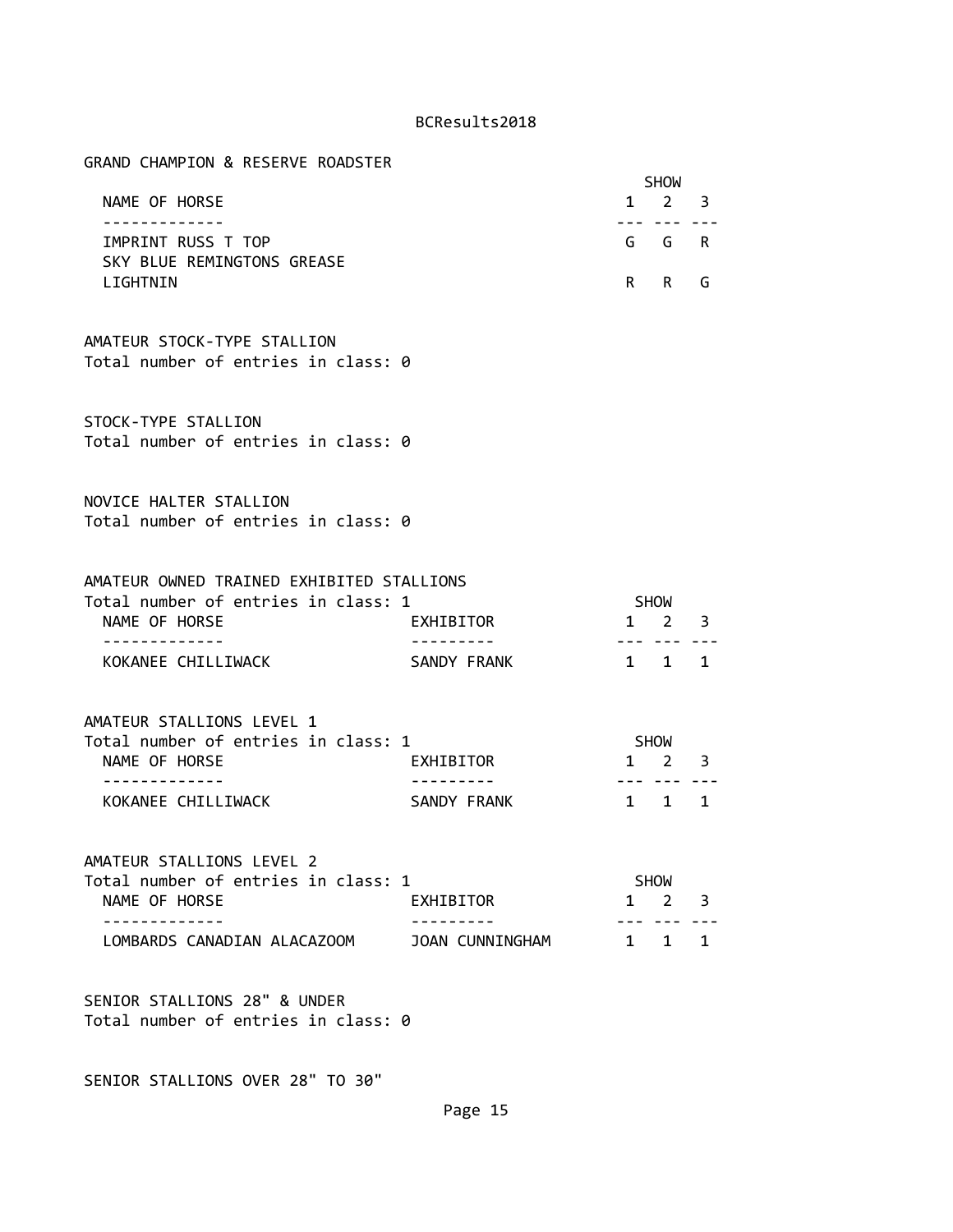## GRAND CHAMPION & RESERVE ROADSTER

| NAME OF HORSE | SHOW 1 | SHOW 2 | SHOW 3 |
|---|---|---|---|
| IMPRINT RUSS T TOP | G | G | R |
| SKY BLUE REMINGTONS GREASE LIGHTNIN | R | R | G |

## AMATEUR STOCK-TYPE STALLION

Total number of entries in class: 0

## STOCK-TYPE STALLION

Total number of entries in class: 0

## NOVICE HALTER STALLION

Total number of entries in class: 0

## AMATEUR OWNED TRAINED EXHIBITED STALLIONS

Total number of entries in class: 1

| NAME OF HORSE | EXHIBITOR | SHOW 1 | SHOW 2 | SHOW 3 |
|---|---|---|---|---|
| KOKANEE CHILLIWACK | SANDY FRANK | 1 | 1 | 1 |

## AMATEUR STALLIONS LEVEL 1

Total number of entries in class: 1

| NAME OF HORSE | EXHIBITOR | SHOW 1 | SHOW 2 | SHOW 3 |
|---|---|---|---|---|
| KOKANEE CHILLIWACK | SANDY FRANK | 1 | 1 | 1 |

## AMATEUR STALLIONS LEVEL 2

Total number of entries in class: 1

| NAME OF HORSE | EXHIBITOR | SHOW 1 | SHOW 2 | SHOW 3 |
|---|---|---|---|---|
| LOMBARDS CANADIAN ALACAZOOM | JOAN CUNNINGHAM | 1 | 1 | 1 |

## SENIOR STALLIONS 28" & UNDER

Total number of entries in class: 0

## SENIOR STALLIONS OVER 28" TO 30"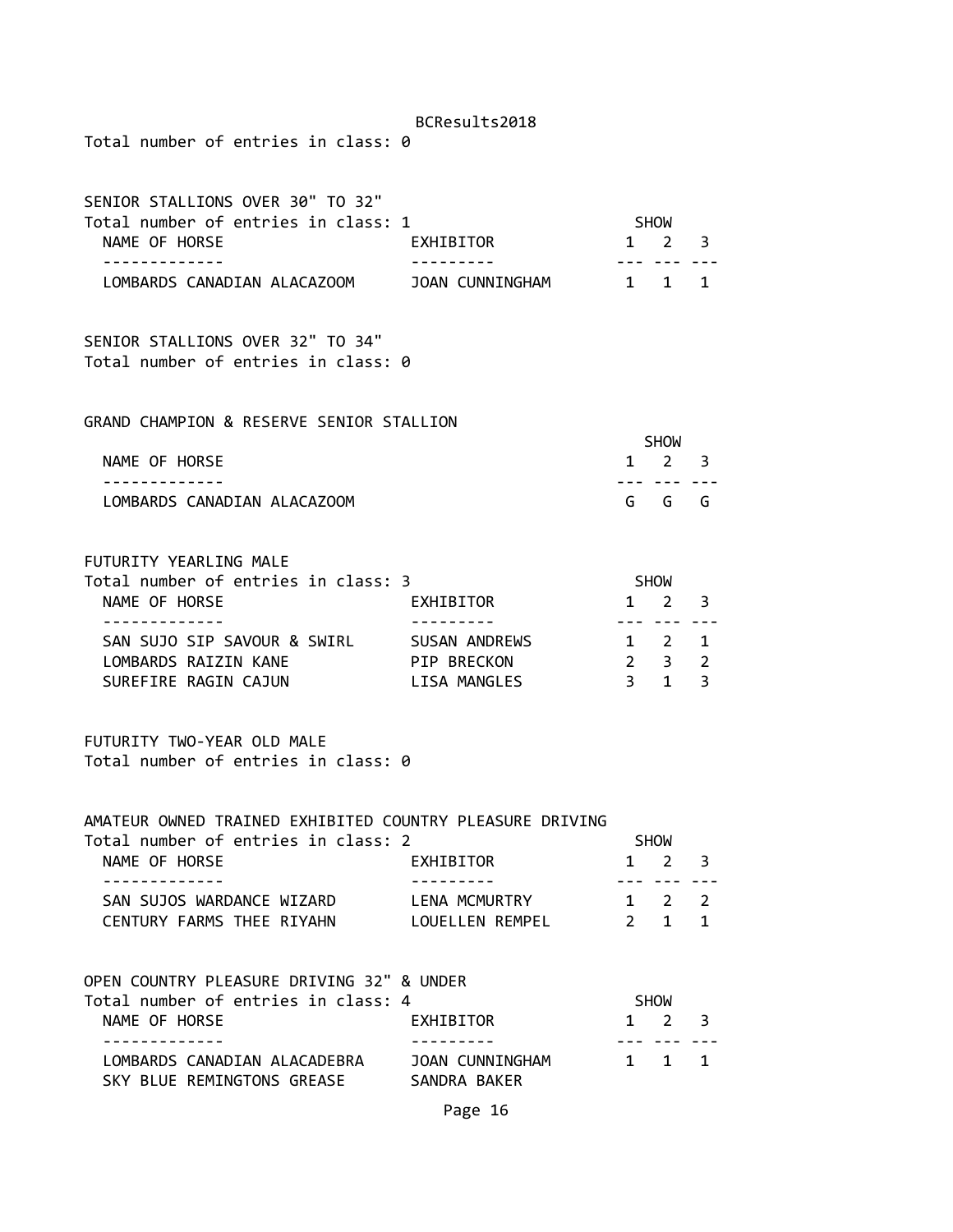Total number of entries in class: 0

SENIOR STALLIONS OVER 30" TO 32"

Total number of entries in class: 1

| NAME OF HORSE | EXHIBITOR | SHOW 1 | 2 | 3 |
|---|---|---|---|---|
| LOMBARDS CANADIAN ALACAZOOM | JOAN CUNNINGHAM | 1 | 1 | 1 |

SENIOR STALLIONS OVER 32" TO 34"

Total number of entries in class: 0

GRAND CHAMPION & RESERVE SENIOR STALLION

| NAME OF HORSE | SHOW 1 | 2 | 3 |
|---|---|---|---|
| LOMBARDS CANADIAN ALACAZOOM | G | G | G |

FUTURITY YEARLING MALE

Total number of entries in class: 3

| NAME OF HORSE | EXHIBITOR | SHOW 1 | 2 | 3 |
|---|---|---|---|---|
| SAN SUJO SIP SAVOUR & SWIRL | SUSAN ANDREWS | 1 | 2 | 1 |
| LOMBARDS RAIZIN KANE | PIP BRECKON | 2 | 3 | 2 |
| SUREFIRE RAGIN CAJUN | LISA MANGLES | 3 | 1 | 3 |

FUTURITY TWO-YEAR OLD MALE

Total number of entries in class: 0

AMATEUR OWNED TRAINED EXHIBITED COUNTRY PLEASURE DRIVING

Total number of entries in class: 2

| NAME OF HORSE | EXHIBITOR | SHOW 1 | 2 | 3 |
|---|---|---|---|---|
| SAN SUJOS WARDANCE WIZARD | LENA MCMURTRY | 1 | 2 | 2 |
| CENTURY FARMS THEE RIYAHN | LOUELLEN REMPEL | 2 | 1 | 1 |

OPEN COUNTRY PLEASURE DRIVING 32" & UNDER

Total number of entries in class: 4

| NAME OF HORSE | EXHIBITOR | SHOW 1 | 2 | 3 |
|---|---|---|---|---|
| LOMBARDS CANADIAN ALACADEBRA | JOAN CUNNINGHAM | 1 | 1 | 1 |
| SKY BLUE REMINGTONS GREASE | SANDRA BAKER | | | |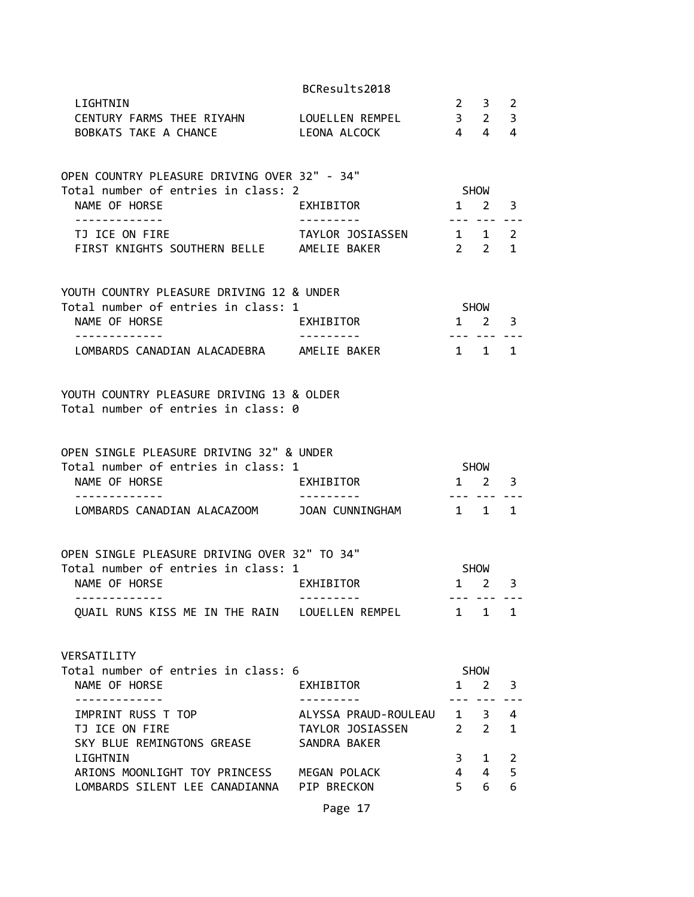| NAME OF HORSE | EXHIBITOR | SHOW 1 | SHOW 2 | SHOW 3 |
|---|---|---|---|---|
| LIGHTNIN | | 2 | 3 | 2 |
| CENTURY FARMS THEE RIYAHN | LOUELLEN REMPEL | 3 | 2 | 3 |
| BOBKATS TAKE A CHANCE | LEONA ALCOCK | 4 | 4 | 4 |

## OPEN COUNTRY PLEASURE DRIVING OVER 32" - 34"

Total number of entries in class: 2

| NAME OF HORSE | EXHIBITOR | SHOW 1 | SHOW 2 | SHOW 3 |
|---|---|---|---|---|
| TJ ICE ON FIRE | TAYLOR JOSIASSEN | 1 | 1 | 2 |
| FIRST KNIGHTS SOUTHERN BELLE | AMELIE BAKER | 2 | 2 | 1 |

## YOUTH COUNTRY PLEASURE DRIVING 12 & UNDER

Total number of entries in class: 1

| NAME OF HORSE | EXHIBITOR | SHOW 1 | SHOW 2 | SHOW 3 |
|---|---|---|---|---|
| LOMBARDS CANADIAN ALACADEBRA | AMELIE BAKER | 1 | 1 | 1 |

## YOUTH COUNTRY PLEASURE DRIVING 13 & OLDER

Total number of entries in class: 0

## OPEN SINGLE PLEASURE DRIVING 32" & UNDER

Total number of entries in class: 1

| NAME OF HORSE | EXHIBITOR | SHOW 1 | SHOW 2 | SHOW 3 |
|---|---|---|---|---|
| LOMBARDS CANADIAN ALACAZOOM | JOAN CUNNINGHAM | 1 | 1 | 1 |

## OPEN SINGLE PLEASURE DRIVING OVER 32" TO 34"

Total number of entries in class: 1

| NAME OF HORSE | EXHIBITOR | SHOW 1 | SHOW 2 | SHOW 3 |
|---|---|---|---|---|
| QUAIL RUNS KISS ME IN THE RAIN | LOUELLEN REMPEL | 1 | 1 | 1 |

## VERSATILITY

Total number of entries in class: 6

| NAME OF HORSE | EXHIBITOR | SHOW 1 | SHOW 2 | SHOW 3 |
|---|---|---|---|---|
| IMPRINT RUSS T TOP | ALYSSA PRAUD-ROULEAU | 1 | 3 | 4 |
| TJ ICE ON FIRE | TAYLOR JOSIASSEN | 2 | 2 | 1 |
| SKY BLUE REMINGTONS GREASE LIGHTNIN | SANDRA BAKER | 3 | 1 | 2 |
| ARIONS MOONLIGHT TOY PRINCESS | MEGAN POLACK | 4 | 4 | 5 |
| LOMBARDS SILENT LEE CANADIANNA | PIP BRECKON | 5 | 6 | 6 |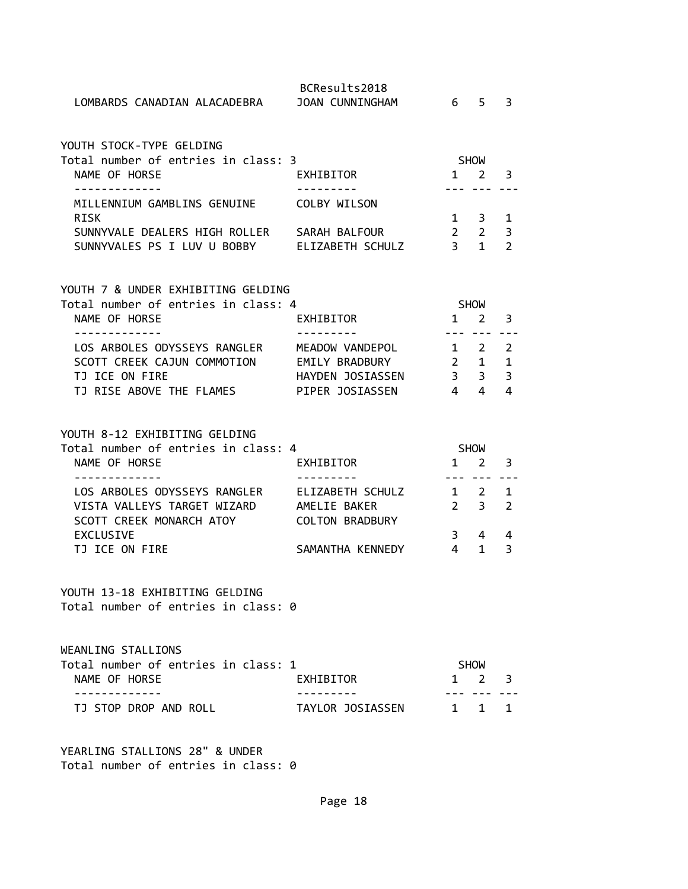| NAME OF HORSE | EXHIBITOR | SHOW 1 | 2 | 3 |
|---|---|---|---|---|
| LOMBARDS CANADIAN ALACADEBRA | JOAN CUNNINGHAM | 6 | 5 | 3 |

YOUTH STOCK-TYPE GELDING
Total number of entries in class: 3

| NAME OF HORSE | EXHIBITOR | SHOW 1 | 2 | 3 |
|---|---|---|---|---|
| MILLENNIUM GAMBLINS GENUINE RISK | COLBY WILSON | 1 | 3 | 1 |
| SUNNYVALE DEALERS HIGH ROLLER | SARAH BALFOUR | 2 | 2 | 3 |
| SUNNYVALES PS I LUV U BOBBY | ELIZABETH SCHULZ | 3 | 1 | 2 |

YOUTH 7 & UNDER EXHIBITING GELDING
Total number of entries in class: 4

| NAME OF HORSE | EXHIBITOR | SHOW 1 | 2 | 3 |
|---|---|---|---|---|
| LOS ARBOLES ODYSSEYS RANGLER | MEADOW VANDEPOL | 1 | 2 | 2 |
| SCOTT CREEK CAJUN COMMOTION | EMILY BRADBURY | 2 | 1 | 1 |
| TJ ICE ON FIRE | HAYDEN JOSIASSEN | 3 | 3 | 3 |
| TJ RISE ABOVE THE FLAMES | PIPER JOSIASSEN | 4 | 4 | 4 |

YOUTH 8-12 EXHIBITING GELDING
Total number of entries in class: 4

| NAME OF HORSE | EXHIBITOR | SHOW 1 | 2 | 3 |
|---|---|---|---|---|
| LOS ARBOLES ODYSSEYS RANGLER | ELIZABETH SCHULZ | 1 | 2 | 1 |
| VISTA VALLEYS TARGET WIZARD | AMELIE BAKER | 2 | 3 | 2 |
| SCOTT CREEK MONARCH ATOY EXCLUSIVE | COLTON BRADBURY | 3 | 4 | 4 |
| TJ ICE ON FIRE | SAMANTHA KENNEDY | 4 | 1 | 3 |

YOUTH 13-18 EXHIBITING GELDING
Total number of entries in class: 0

WEANLING STALLIONS
Total number of entries in class: 1

| NAME OF HORSE | EXHIBITOR | SHOW 1 | 2 | 3 |
|---|---|---|---|---|
| TJ STOP DROP AND ROLL | TAYLOR JOSIASSEN | 1 | 1 | 1 |

YEARLING STALLIONS 28" & UNDER
Total number of entries in class: 0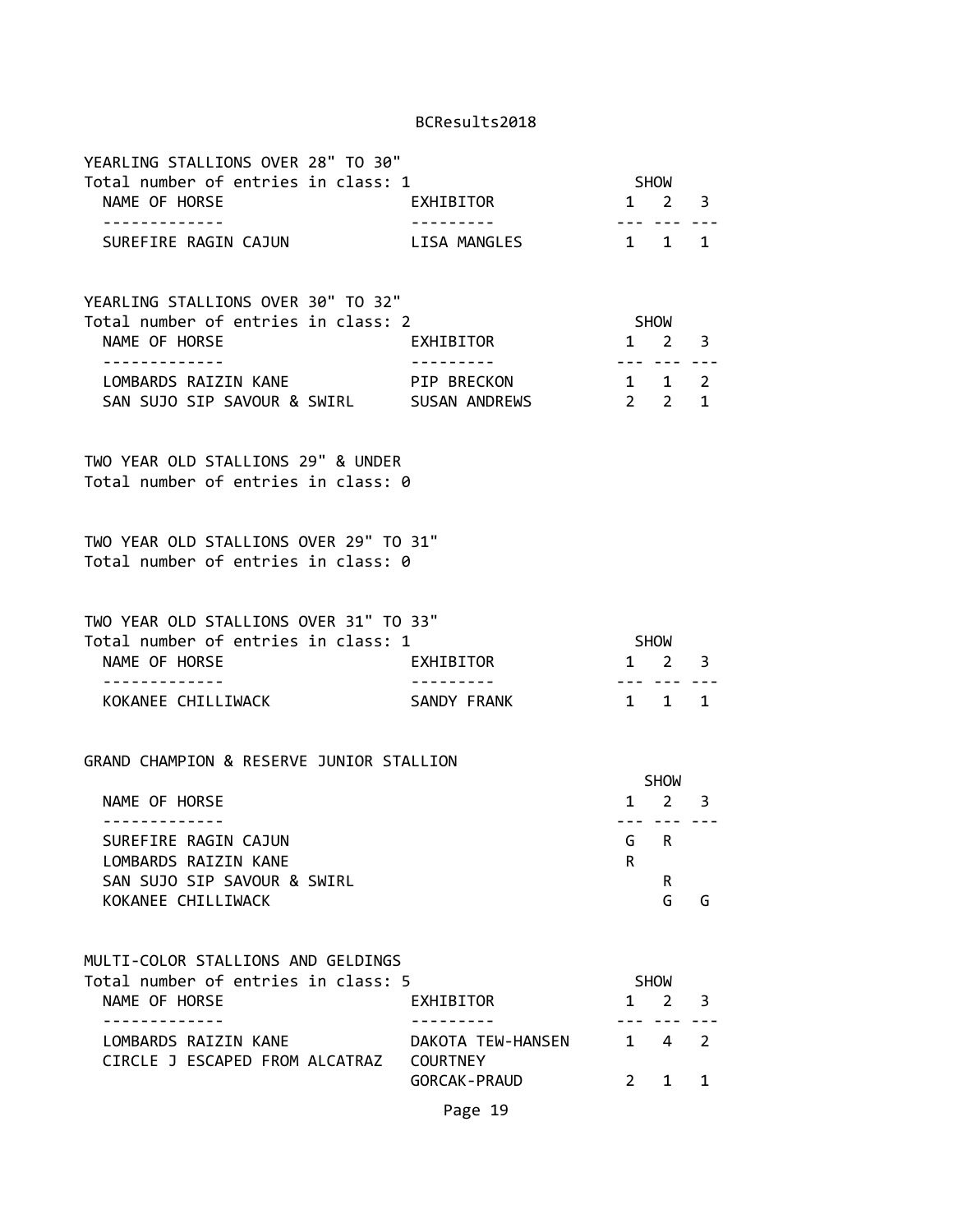### YEARLING STALLIONS OVER 28" TO 30"

Total number of entries in class: 1

| NAME OF HORSE | EXHIBITOR | SHOW 1 | SHOW 2 | SHOW 3 |
|---|---|---|---|---|
| SUREFIRE RAGIN CAJUN | LISA MANGLES | 1 | 1 | 1 |

### YEARLING STALLIONS OVER 30" TO 32"

Total number of entries in class: 2

| NAME OF HORSE | EXHIBITOR | SHOW 1 | SHOW 2 | SHOW 3 |
|---|---|---|---|---|
| LOMBARDS RAIZIN KANE | PIP BRECKON | 1 | 1 | 2 |
| SAN SUJO SIP SAVOUR & SWIRL | SUSAN ANDREWS | 2 | 2 | 1 |

### TWO YEAR OLD STALLIONS 29" & UNDER

Total number of entries in class: 0

### TWO YEAR OLD STALLIONS OVER 29" TO 31"

Total number of entries in class: 0

### TWO YEAR OLD STALLIONS OVER 31" TO 33"

Total number of entries in class: 1

| NAME OF HORSE | EXHIBITOR | SHOW 1 | SHOW 2 | SHOW 3 |
|---|---|---|---|---|
| KOKANEE CHILLIWACK | SANDY FRANK | 1 | 1 | 1 |

### GRAND CHAMPION & RESERVE JUNIOR STALLION

| NAME OF HORSE | SHOW 1 | SHOW 2 | SHOW 3 |
|---|---|---|---|
| SUREFIRE RAGIN CAJUN | G | R | |
| LOMBARDS RAIZIN KANE | R | | |
| SAN SUJO SIP SAVOUR & SWIRL | | R | |
| KOKANEE CHILLIWACK | | G | G |

### MULTI-COLOR STALLIONS AND GELDINGS

Total number of entries in class: 5

| NAME OF HORSE | EXHIBITOR | SHOW 1 | SHOW 2 | SHOW 3 |
|---|---|---|---|---|
| LOMBARDS RAIZIN KANE | DAKOTA TEW-HANSEN | 1 | 4 | 2 |
| CIRCLE J ESCAPED FROM ALCATRAZ | COURTNEY GORCAK-PRAUD | 2 | 1 | 1 |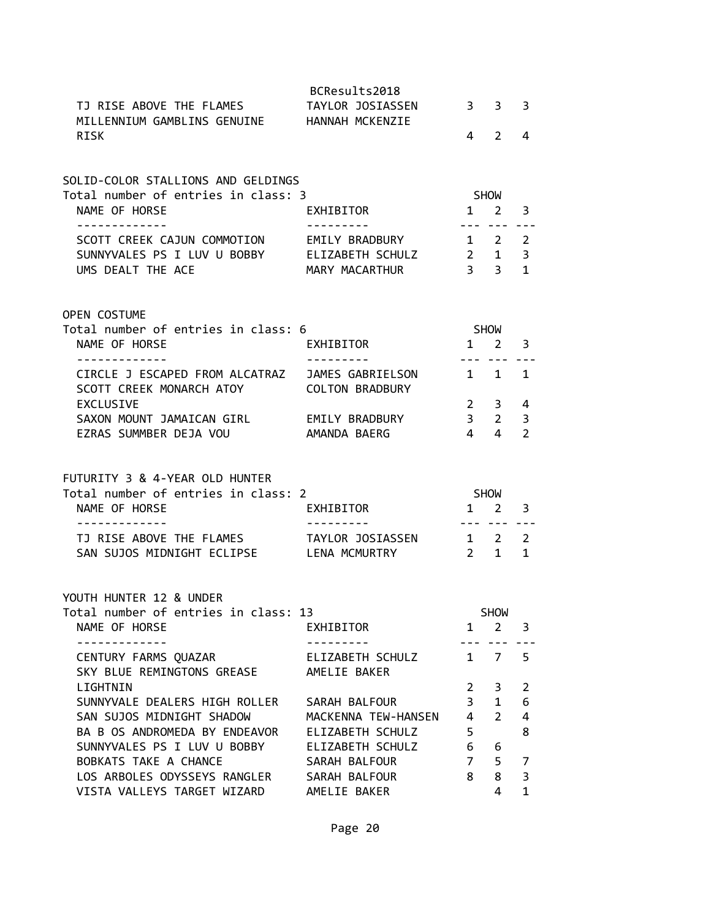| NAME OF HORSE | EXHIBITOR | 1 | 2 | 3 |
|---|---|---|---|---|
| TJ RISE ABOVE THE FLAMES | TAYLOR JOSIASSEN | 3 | 3 | 3 |
| MILLENNIUM GAMBLINS GENUINE RISK | HANNAH MCKENZIE | 4 | 2 | 4 |

## SOLID-COLOR STALLIONS AND GELDINGS

Total number of entries in class: 3

| NAME OF HORSE | EXHIBITOR | SHOW 1 | 2 | 3 |
|---|---|---|---|---|
| SCOTT CREEK CAJUN COMMOTION | EMILY BRADBURY | 1 | 2 | 2 |
| SUNNYVALES PS I LUV U BOBBY | ELIZABETH SCHULZ | 2 | 1 | 3 |
| UMS DEALT THE ACE | MARY MACARTHUR | 3 | 3 | 1 |

## OPEN COSTUME

Total number of entries in class: 6

| NAME OF HORSE | EXHIBITOR | SHOW 1 | 2 | 3 |
|---|---|---|---|---|
| CIRCLE J ESCAPED FROM ALCATRAZ | JAMES GABRIELSON | 1 | 1 | 1 |
| SCOTT CREEK MONARCH ATOY EXCLUSIVE | COLTON BRADBURY | 2 | 3 | 4 |
| SAXON MOUNT JAMAICAN GIRL | EMILY BRADBURY | 3 | 2 | 3 |
| EZRAS SUMMBER DEJA VOU | AMANDA BAERG | 4 | 4 | 2 |

## FUTURITY 3 & 4-YEAR OLD HUNTER

Total number of entries in class: 2

| NAME OF HORSE | EXHIBITOR | SHOW 1 | 2 | 3 |
|---|---|---|---|---|
| TJ RISE ABOVE THE FLAMES | TAYLOR JOSIASSEN | 1 | 2 | 2 |
| SAN SUJOS MIDNIGHT ECLIPSE | LENA MCMURTRY | 2 | 1 | 1 |

## YOUTH HUNTER 12 & UNDER

Total number of entries in class: 13

| NAME OF HORSE | EXHIBITOR | SHOW 1 | 2 | 3 |
|---|---|---|---|---|
| CENTURY FARMS QUAZAR | ELIZABETH SCHULZ | 1 | 7 | 5 |
| SKY BLUE REMINGTONS GREASE LIGHTNIN | AMELIE BAKER | 2 | 3 | 2 |
| SUNNYVALE DEALERS HIGH ROLLER | SARAH BALFOUR | 3 | 1 | 6 |
| SAN SUJOS MIDNIGHT SHADOW | MACKENNA TEW-HANSEN | 4 | 2 | 4 |
| BA B OS ANDROMEDA BY ENDEAVOR | ELIZABETH SCHULZ | 5 | | 8 |
| SUNNYVALES PS I LUV U BOBBY | ELIZABETH SCHULZ | 6 | 6 | |
| BOBKATS TAKE A CHANCE | SARAH BALFOUR | 7 | 5 | 7 |
| LOS ARBOLES ODYSSEYS RANGLER | SARAH BALFOUR | 8 | 8 | 3 |
| VISTA VALLEYS TARGET WIZARD | AMELIE BAKER | | 4 | 1 |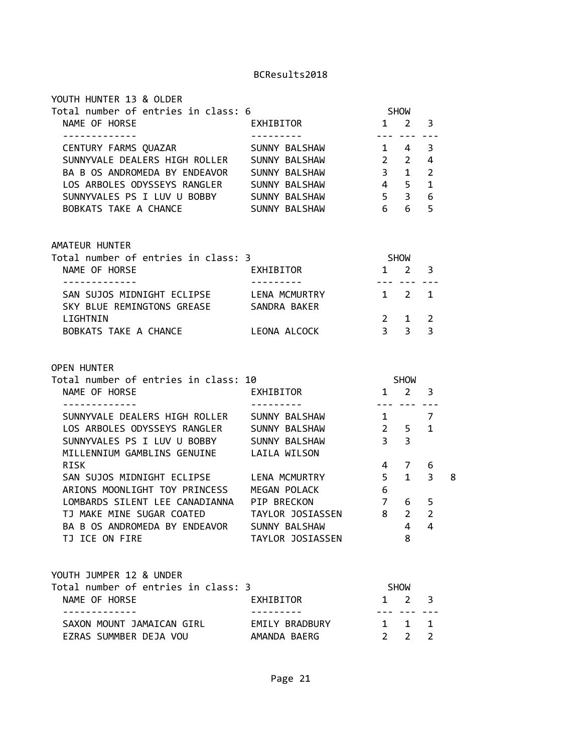## YOUTH HUNTER 13 & OLDER

Total number of entries in class: 6

| NAME OF HORSE | EXHIBITOR | SHOW 1 | 2 | 3 |
|---|---|---|---|---|
| CENTURY FARMS QUAZAR | SUNNY BALSHAW | 1 | 4 | 3 |
| SUNNYVALE DEALERS HIGH ROLLER | SUNNY BALSHAW | 2 | 2 | 4 |
| BA B OS ANDROMEDA BY ENDEAVOR | SUNNY BALSHAW | 3 | 1 | 2 |
| LOS ARBOLES ODYSSEYS RANGLER | SUNNY BALSHAW | 4 | 5 | 1 |
| SUNNYVALES PS I LUV U BOBBY | SUNNY BALSHAW | 5 | 3 | 6 |
| BOBKATS TAKE A CHANCE | SUNNY BALSHAW | 6 | 6 | 5 |

## AMATEUR HUNTER

Total number of entries in class: 3

| NAME OF HORSE | EXHIBITOR | SHOW 1 | 2 | 3 |
|---|---|---|---|---|
| SAN SUJOS MIDNIGHT ECLIPSE | LENA MCMURTRY | 1 | 2 | 1 |
| SKY BLUE REMINGTONS GREASE LIGHTNIN | SANDRA BAKER | 2 | 1 | 2 |
| BOBKATS TAKE A CHANCE | LEONA ALCOCK | 3 | 3 | 3 |

## OPEN HUNTER

Total number of entries in class: 10

| NAME OF HORSE | EXHIBITOR | SHOW 1 | 2 | 3 | |
|---|---|---|---|---|---|
| SUNNYVALE DEALERS HIGH ROLLER | SUNNY BALSHAW | 1 | | 7 | |
| LOS ARBOLES ODYSSEYS RANGLER | SUNNY BALSHAW | 2 | 5 | 1 | |
| SUNNYVALES PS I LUV U BOBBY | SUNNY BALSHAW | 3 | 3 | | |
| MILLENNIUM GAMBLINS GENUINE RISK | LAILA WILSON | 4 | 7 | 6 | |
| SAN SUJOS MIDNIGHT ECLIPSE | LENA MCMURTRY | 5 | 1 | 3 | 8 |
| ARIONS MOONLIGHT TOY PRINCESS | MEGAN POLACK | 6 | | | |
| LOMBARDS SILENT LEE CANADIANNA | PIP BRECKON | 7 | 6 | 5 | |
| TJ MAKE MINE SUGAR COATED | TAYLOR JOSIASSEN | 8 | 2 | 2 | |
| BA B OS ANDROMEDA BY ENDEAVOR | SUNNY BALSHAW | | 4 | 4 | |
| TJ ICE ON FIRE | TAYLOR JOSIASSEN | | 8 | | |

## YOUTH JUMPER 12 & UNDER

Total number of entries in class: 3

| NAME OF HORSE | EXHIBITOR | SHOW 1 | 2 | 3 |
|---|---|---|---|---|
| SAXON MOUNT JAMAICAN GIRL | EMILY BRADBURY | 1 | 1 | 1 |
| EZRAS SUMMBER DEJA VOU | AMANDA BAERG | 2 | 2 | 2 |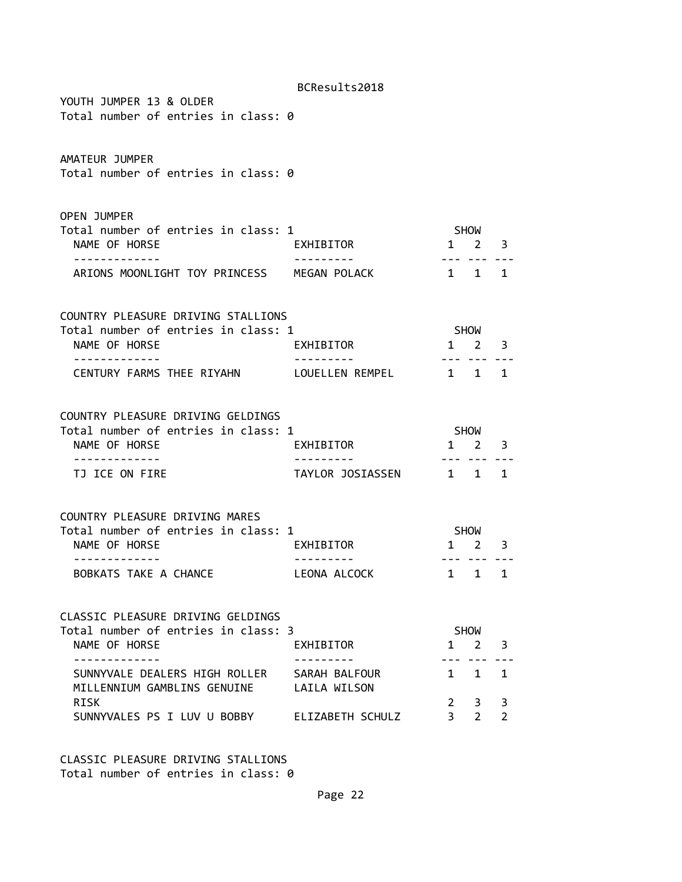YOUTH JUMPER 13 & OLDER
Total number of entries in class: 0

AMATEUR JUMPER
Total number of entries in class: 0

OPEN JUMPER
Total number of entries in class: 1

| NAME OF HORSE | EXHIBITOR | SHOW 1 | 2 | 3 |
|---|---|---|---|---|
| ARIONS MOONLIGHT TOY PRINCESS | MEGAN POLACK | 1 | 1 | 1 |

COUNTRY PLEASURE DRIVING STALLIONS
Total number of entries in class: 1

| NAME OF HORSE | EXHIBITOR | SHOW 1 | 2 | 3 |
|---|---|---|---|---|
| CENTURY FARMS THEE RIYAHN | LOUELLEN REMPEL | 1 | 1 | 1 |

COUNTRY PLEASURE DRIVING GELDINGS
Total number of entries in class: 1

| NAME OF HORSE | EXHIBITOR | SHOW 1 | 2 | 3 |
|---|---|---|---|---|
| TJ ICE ON FIRE | TAYLOR JOSIASSEN | 1 | 1 | 1 |

COUNTRY PLEASURE DRIVING MARES
Total number of entries in class: 1

| NAME OF HORSE | EXHIBITOR | SHOW 1 | 2 | 3 |
|---|---|---|---|---|
| BOBKATS TAKE A CHANCE | LEONA ALCOCK | 1 | 1 | 1 |

CLASSIC PLEASURE DRIVING GELDINGS
Total number of entries in class: 3

| NAME OF HORSE | EXHIBITOR | SHOW 1 | 2 | 3 |
|---|---|---|---|---|
| SUNNYVALE DEALERS HIGH ROLLER | SARAH BALFOUR | 1 | 1 | 1 |
| MILLENNIUM GAMBLINS GENUINE RISK | LAILA WILSON | 2 | 3 | 3 |
| SUNNYVALES PS I LUV U BOBBY | ELIZABETH SCHULZ | 3 | 2 | 2 |

CLASSIC PLEASURE DRIVING STALLIONS
Total number of entries in class: 0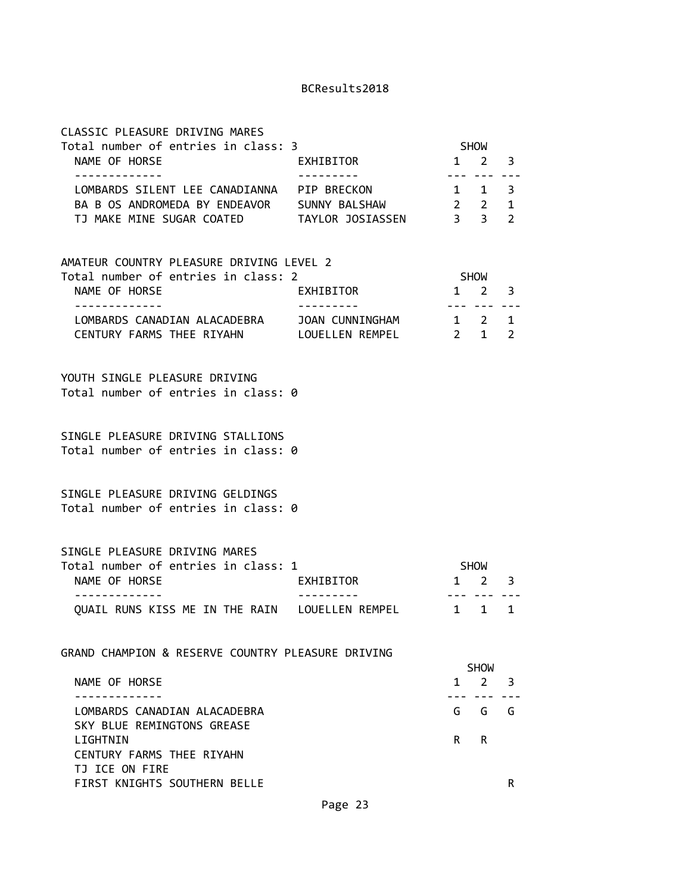## CLASSIC PLEASURE DRIVING MARES

Total number of entries in class: 3

| NAME OF HORSE | EXHIBITOR | SHOW 1 | SHOW 2 | SHOW 3 |
|---|---|---|---|---|
| LOMBARDS SILENT LEE CANADIANNA | PIP BRECKON | 1 | 1 | 3 |
| BA B OS ANDROMEDA BY ENDEAVOR | SUNNY BALSHAW | 2 | 2 | 1 |
| TJ MAKE MINE SUGAR COATED | TAYLOR JOSIASSEN | 3 | 3 | 2 |

## AMATEUR COUNTRY PLEASURE DRIVING LEVEL 2

Total number of entries in class: 2

| NAME OF HORSE | EXHIBITOR | SHOW 1 | SHOW 2 | SHOW 3 |
|---|---|---|---|---|
| LOMBARDS CANADIAN ALACADEBRA | JOAN CUNNINGHAM | 1 | 2 | 1 |
| CENTURY FARMS THEE RIYAHN | LOUELLEN REMPEL | 2 | 1 | 2 |

## YOUTH SINGLE PLEASURE DRIVING

Total number of entries in class: 0

## SINGLE PLEASURE DRIVING STALLIONS

Total number of entries in class: 0

## SINGLE PLEASURE DRIVING GELDINGS

Total number of entries in class: 0

## SINGLE PLEASURE DRIVING MARES

Total number of entries in class: 1

| NAME OF HORSE | EXHIBITOR | SHOW 1 | SHOW 2 | SHOW 3 |
|---|---|---|---|---|
| QUAIL RUNS KISS ME IN THE RAIN | LOUELLEN REMPEL | 1 | 1 | 1 |

## GRAND CHAMPION & RESERVE COUNTRY PLEASURE DRIVING

| NAME OF HORSE | SHOW 1 | SHOW 2 | SHOW 3 |
|---|---|---|---|
| LOMBARDS CANADIAN ALACADEBRA | G | G | G |
| SKY BLUE REMINGTONS GREASE LIGHTNIN | R | R | |
| CENTURY FARMS THEE RIYAHN | | | |
| TJ ICE ON FIRE | | | |
| FIRST KNIGHTS SOUTHERN BELLE | | | R |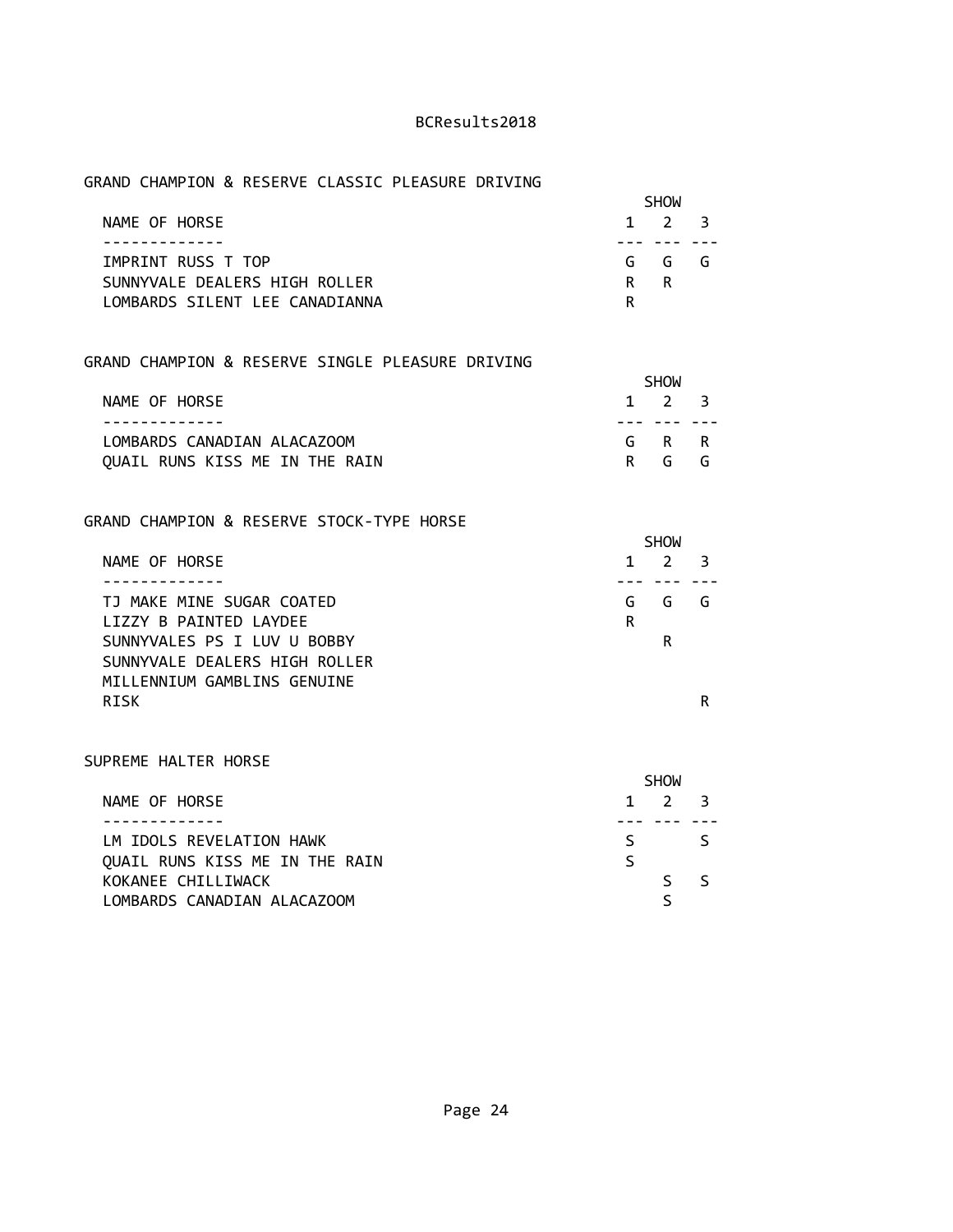## GRAND CHAMPION & RESERVE CLASSIC PLEASURE DRIVING

| NAME OF HORSE | SHOW 1 | 2 | 3 |
|---|---|---|---|
| IMPRINT RUSS T TOP | G | G | G |
| SUNNYVALE DEALERS HIGH ROLLER | R | R | |
| LOMBARDS SILENT LEE CANADIANNA | R | | |

## GRAND CHAMPION & RESERVE SINGLE PLEASURE DRIVING

| NAME OF HORSE | SHOW 1 | 2 | 3 |
|---|---|---|---|
| LOMBARDS CANADIAN ALACAZOOM | G | R | R |
| QUAIL RUNS KISS ME IN THE RAIN | R | G | G |

## GRAND CHAMPION & RESERVE STOCK-TYPE HORSE

| NAME OF HORSE | SHOW 1 | 2 | 3 |
|---|---|---|---|
| TJ MAKE MINE SUGAR COATED | G | G | G |
| LIZZY B PAINTED LAYDEE | R | | |
| SUNNYVALES PS I LUV U BOBBY | | R | |
| SUNNYVALE DEALERS HIGH ROLLER | | | |
| MILLENNIUM GAMBLINS GENUINE RISK | | | R |

## SUPREME HALTER HORSE

| NAME OF HORSE | SHOW 1 | 2 | 3 |
|---|---|---|---|
| LM IDOLS REVELATION HAWK | S | | S |
| QUAIL RUNS KISS ME IN THE RAIN | S | | |
| KOKANEE CHILLIWACK | | S | S |
| LOMBARDS CANADIAN ALACAZOOM | | S | |